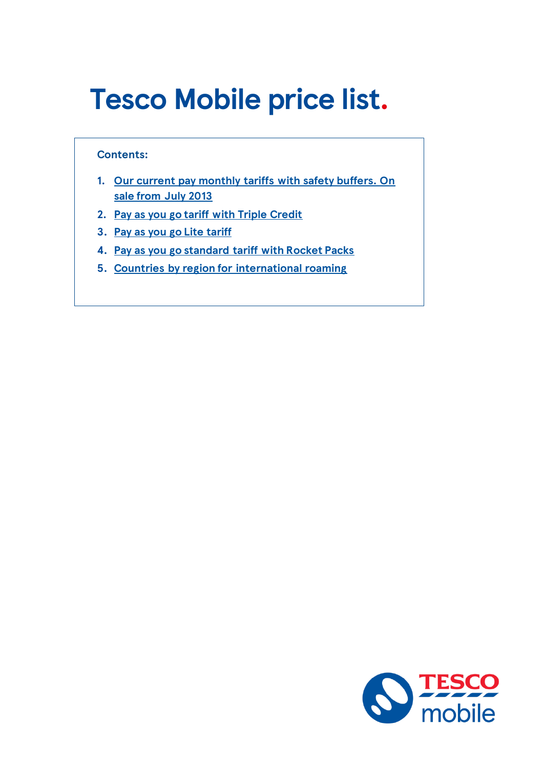# Tesco Mobile price list.

**Contents:**

1. Our current pay monthly tariffs with safety buffers. On sale from July 2013
2. Pay as you go tariff with Triple Credit
3. Pay as you go Lite tariff
4. Pay as you go standard tariff with Rocket Packs
5. Countries by region for international roaming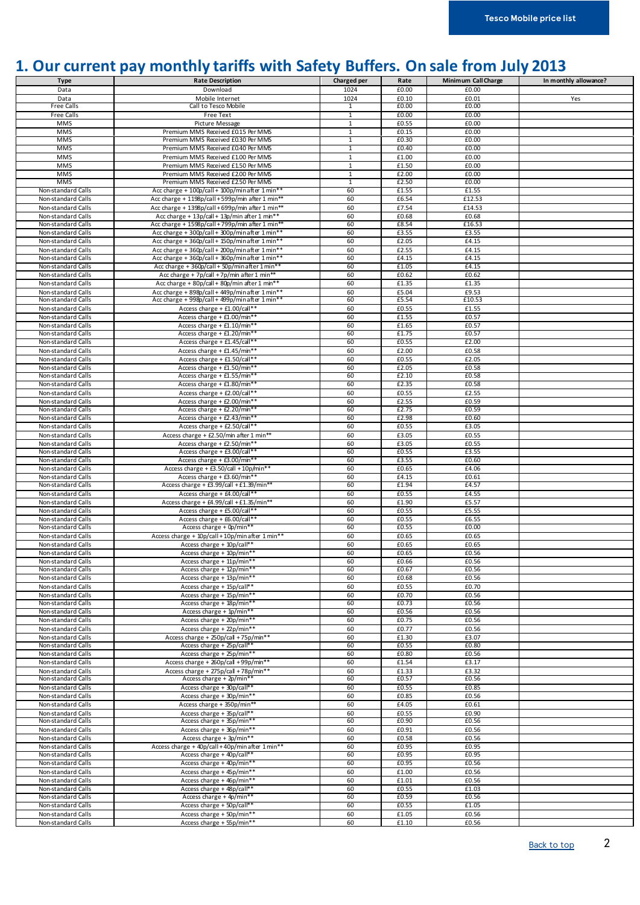# 1. Our current pay monthly tariffs with Safety Buffers. On sale from July 2013

| Type | Rate Description | Charged per | Rate | Minimum Call Charge | In monthly allowance? |
|---|---|---|---|---|---|
| Data | Download | 1024 | £0.00 | £0.00 | |
| Data | Mobile Internet | 1024 | £0.10 | £0.01 | Yes |
| Free Calls | Call to Tesco Mobile | 1 | £0.00 | £0.00 | |
| Free Calls | Free Text | 1 | £0.00 | £0.00 | |
| MMS | Picture Message | 1 | £0.55 | £0.00 | |
| MMS | Premium MMS Received £0.15 Per MMS | 1 | £0.15 | £0.00 | |
| MMS | Premium MMS Received £0.30 Per MMS | 1 | £0.30 | £0.00 | |
| MMS | Premium MMS Received £0.40 Per MMS | 1 | £0.40 | £0.00 | |
| MMS | Premium MMS Received £1.00 Per MMS | 1 | £1.00 | £0.00 | |
| MMS | Premium MMS Received £1.50 Per MMS | 1 | £1.50 | £0.00 | |
| MMS | Premium MMS Received £2.00 Per MMS | 1 | £2.00 | £0.00 | |
| MMS | Premium MMS Received £2.50 Per MMS | 1 | £2.50 | £0.00 | |
| Non-standard Calls | Acc charge + 100p/call + 100p/min after 1 min** | 60 | £1.55 | £1.55 | |
| Non-standard Calls | Acc charge + 1198p/call + 599p/min after 1 min** | 60 | £6.54 | £12.53 | |
| Non-standard Calls | Acc charge + 1398p/call + 699p/min after 1 min** | 60 | £7.54 | £14.53 | |
| Non-standard Calls | Acc charge + 13p/call + 13p/min after 1 min** | 60 | £0.68 | £0.68 | |
| Non-standard Calls | Acc charge + 1598p/call + 799p/min after 1 min** | 60 | £8.54 | £16.53 | |
| Non-standard Calls | Acc charge + 300p/call + 300p/min after 1 min** | 60 | £3.55 | £3.55 | |
| Non-standard Calls | Acc charge + 360p/call + 150p/min after 1 min** | 60 | £2.05 | £4.15 | |
| Non-standard Calls | Acc charge + 360p/call + 200p/min after 1 min** | 60 | £2.55 | £4.15 | |
| Non-standard Calls | Acc charge + 360p/call + 360p/min after 1 min** | 60 | £4.15 | £4.15 | |
| Non-standard Calls | Acc charge + 360p/call + 50p/min after 1 min** | 60 | £1.05 | £4.15 | |
| Non-standard Calls | Acc charge + 7p/call + 7p/min after 1 min** | 60 | £0.62 | £0.62 | |
| Non-standard Calls | Acc charge + 80p/call + 80p/min after 1 min** | 60 | £1.35 | £1.35 | |
| Non-standard Calls | Acc charge + 898p/call + 449p/min after 1 min** | 60 | £5.04 | £9.53 | |
| Non-standard Calls | Acc charge + 998p/call + 499p/min after 1 min** | 60 | £5.54 | £10.53 | |
| Non-standard Calls | Access charge + £1.00/call** | 60 | £0.55 | £1.55 | |
| Non-standard Calls | Access charge + £1.00/min** | 60 | £1.55 | £0.57 | |
| Non-standard Calls | Access charge + £1.10/min** | 60 | £1.65 | £0.57 | |
| Non-standard Calls | Access charge + £1.20/min** | 60 | £1.75 | £0.57 | |
| Non-standard Calls | Access charge + £1.45/call** | 60 | £0.55 | £2.00 | |
| Non-standard Calls | Access charge + £1.45/min** | 60 | £2.00 | £0.58 | |
| Non-standard Calls | Access charge + £1.50/call** | 60 | £0.55 | £2.05 | |
| Non-standard Calls | Access charge + £1.50/min** | 60 | £2.05 | £0.58 | |
| Non-standard Calls | Access charge + £1.55/min** | 60 | £2.10 | £0.58 | |
| Non-standard Calls | Access charge + £1.80/min** | 60 | £2.35 | £0.58 | |
| Non-standard Calls | Access charge + £2.00/call** | 60 | £0.55 | £2.55 | |
| Non-standard Calls | Access charge + £2.00/min** | 60 | £2.55 | £0.59 | |
| Non-standard Calls | Access charge + £2.20/min** | 60 | £2.75 | £0.59 | |
| Non-standard Calls | Access charge + £2.43/min** | 60 | £2.98 | £0.60 | |
| Non-standard Calls | Access charge + £2.50/call** | 60 | £0.55 | £3.05 | |
| Non-standard Calls | Access charge + £2.50/min after 1 min** | 60 | £3.05 | £0.55 | |
| Non-standard Calls | Access charge + £2.50/min** | 60 | £3.05 | £0.55 | |
| Non-standard Calls | Access charge + £3.00/call** | 60 | £0.55 | £3.55 | |
| Non-standard Calls | Access charge + £3.00/min** | 60 | £3.55 | £0.60 | |
| Non-standard Calls | Access charge + £3.50/call + 10p/min** | 60 | £0.65 | £4.06 | |
| Non-standard Calls | Access charge + £3.60/min** | 60 | £4.15 | £0.61 | |
| Non-standard Calls | Access charge + £3.99/call + £1.39/min** | 60 | £1.94 | £4.57 | |
| Non-standard Calls | Access charge + £4.00/call** | 60 | £0.55 | £4.55 | |
| Non-standard Calls | Access charge + £4.99/call + £1.35/min** | 60 | £1.90 | £5.57 | |
| Non-standard Calls | Access charge + £5.00/call** | 60 | £0.55 | £5.55 | |
| Non-standard Calls | Access charge + £6.00/call** | 60 | £0.55 | £6.55 | |
| Non-standard Calls | Access charge + 0p/min** | 60 | £0.55 | £0.00 | |
| Non-standard Calls | Access charge + 10p/call + 10p/min after 1 min** | 60 | £0.65 | £0.65 | |
| Non-standard Calls | Access charge + 10p/call** | 60 | £0.55 | £0.65 | |
| Non-standard Calls | Access charge + 10p/min** | 60 | £0.65 | £0.56 | |
| Non-standard Calls | Access charge + 11p/min** | 60 | £0.66 | £0.56 | |
| Non-standard Calls | Access charge + 12p/min** | 60 | £0.67 | £0.56 | |
| Non-standard Calls | Access charge + 13p/min** | 60 | £0.68 | £0.56 | |
| Non-standard Calls | Access charge + 15p/call** | 60 | £0.55 | £0.70 | |
| Non-standard Calls | Access charge + 15p/min** | 60 | £0.70 | £0.56 | |
| Non-standard Calls | Access charge + 18p/min** | 60 | £0.73 | £0.56 | |
| Non-standard Calls | Access charge + 1p/min** | 60 | £0.56 | £0.56 | |
| Non-standard Calls | Access charge + 20p/min** | 60 | £0.75 | £0.56 | |
| Non-standard Calls | Access charge + 22p/min** | 60 | £0.77 | £0.56 | |
| Non-standard Calls | Access charge + 250p/call + 75p/min** | 60 | £1.30 | £3.07 | |
| Non-standard Calls | Access charge + 25p/call** | 60 | £0.55 | £0.80 | |
| Non-standard Calls | Access charge + 25p/min** | 60 | £0.80 | £0.56 | |
| Non-standard Calls | Access charge + 260p/call + 99p/min** | 60 | £1.54 | £3.17 | |
| Non-standard Calls | Access charge + 275p/call + 78p/min** | 60 | £1.33 | £3.32 | |
| Non-standard Calls | Access charge + 2p/min** | 60 | £0.57 | £0.56 | |
| Non-standard Calls | Access charge + 30p/call** | 60 | £0.55 | £0.85 | |
| Non-standard Calls | Access charge + 30p/min** | 60 | £0.85 | £0.56 | |
| Non-standard Calls | Access charge + 350p/min** | 60 | £4.05 | £0.61 | |
| Non-standard Calls | Access charge + 35p/call** | 60 | £0.55 | £0.90 | |
| Non-standard Calls | Access charge + 35p/min** | 60 | £0.90 | £0.56 | |
| Non-standard Calls | Access charge + 36p/min** | 60 | £0.91 | £0.56 | |
| Non-standard Calls | Access charge + 3p/min** | 60 | £0.58 | £0.56 | |
| Non-standard Calls | Access charge + 40p/call + 40p/min after 1 min** | 60 | £0.95 | £0.95 | |
| Non-standard Calls | Access charge + 40p/call** | 60 | £0.95 | £0.95 | |
| Non-standard Calls | Access charge + 40p/min** | 60 | £0.95 | £0.56 | |
| Non-standard Calls | Access charge + 45p/min** | 60 | £1.00 | £0.56 | |
| Non-standard Calls | Access charge + 46p/min** | 60 | £1.01 | £0.56 | |
| Non-standard Calls | Access charge + 48p/call** | 60 | £0.55 | £1.03 | |
| Non-standard Calls | Access charge + 4p/min** | 60 | £0.59 | £0.56 | |
| Non-standard Calls | Access charge + 50p/call** | 60 | £0.55 | £1.05 | |
| Non-standard Calls | Access charge + 50p/min** | 60 | £1.05 | £0.56 | |
| Non-standard Calls | Access charge + 55p/min** | 60 | £1.10 | £0.56 | |

[Back to top]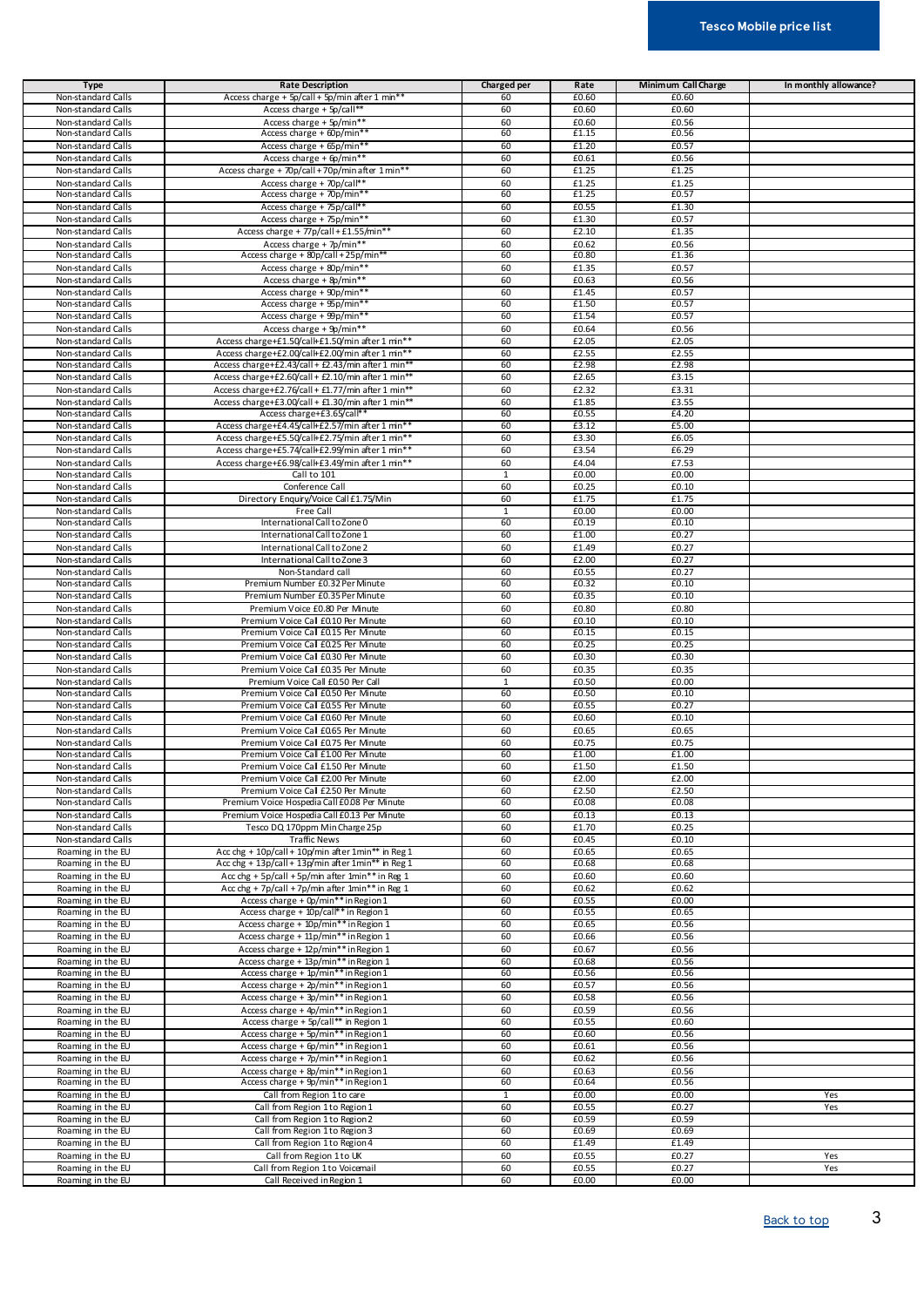| Type | Rate Description | Charged per | Rate | Minimum Call Charge | In monthly allowance? |
|---|---|---|---|---|---|
| Non-standard Calls | Access charge + 5p/call + 5p/min after 1 min** | 60 | £0.60 | £0.60 | |
| Non-standard Calls | Access charge + 5p/call** | 60 | £0.60 | £0.60 | |
| Non-standard Calls | Access charge + 5p/min** | 60 | £0.60 | £0.56 | |
| Non-standard Calls | Access charge + 60p/min** | 60 | £1.15 | £0.56 | |
| Non-standard Calls | Access charge + 65p/min** | 60 | £1.20 | £0.57 | |
| Non-standard Calls | Access charge + 6p/min** | 60 | £0.61 | £0.56 | |
| Non-standard Calls | Access charge + 70p/call + 70p/min after 1 min** | 60 | £1.25 | £1.25 | |
| Non-standard Calls | Access charge + 70p/call** | 60 | £1.25 | £1.25 | |
| Non-standard Calls | Access charge + 70p/min** | 60 | £1.25 | £0.57 | |
| Non-standard Calls | Access charge + 75p/call** | 60 | £0.55 | £1.30 | |
| Non-standard Calls | Access charge + 75p/min** | 60 | £1.30 | £0.57 | |
| Non-standard Calls | Access charge + 77p/call + £1.55/min** | 60 | £2.10 | £1.35 | |
| Non-standard Calls | Access charge + 7p/min** | 60 | £0.62 | £0.56 | |
| Non-standard Calls | Access charge + 80p/call + 25p/min** | 60 | £0.80 | £1.36 | |
| Non-standard Calls | Access charge + 80p/min** | 60 | £1.35 | £0.57 | |
| Non-standard Calls | Access charge + 8p/min** | 60 | £0.63 | £0.56 | |
| Non-standard Calls | Access charge + 90p/min** | 60 | £1.45 | £0.57 | |
| Non-standard Calls | Access charge + 95p/min** | 60 | £1.50 | £0.57 | |
| Non-standard Calls | Access charge + 99p/min** | 60 | £1.54 | £0.57 | |
| Non-standard Calls | Access charge + 9p/min** | 60 | £0.64 | £0.56 | |
| Non-standard Calls | Access charge+£1.50/call+£1.50/min after 1 min** | 60 | £2.05 | £2.05 | |
| Non-standard Calls | Access charge+£2.00/call+£2.00/min after 1 min** | 60 | £2.55 | £2.55 | |
| Non-standard Calls | Access charge+£2.43/call+ £2.43/min after 1 min** | 60 | £2.98 | £2.98 | |
| Non-standard Calls | Access charge+£2.60/call+ £2.10/min after 1 min** | 60 | £2.65 | £3.15 | |
| Non-standard Calls | Access charge+£2.76/call+ £1.77/min after 1 min** | 60 | £2.32 | £3.31 | |
| Non-standard Calls | Access charge+£3.00/call+ £1.30/min after 1 min** | 60 | £1.85 | £3.55 | |
| Non-standard Calls | Access charge+£3.65/call** | 60 | £0.55 | £4.20 | |
| Non-standard Calls | Access charge+£4.45/call+£2.57/min after 1 min** | 60 | £3.12 | £5.00 | |
| Non-standard Calls | Access charge+£5.50/call+£2.75/min after 1 min** | 60 | £3.30 | £6.05 | |
| Non-standard Calls | Access charge+£5.74/call+£2.99/min after 1 min** | 60 | £3.54 | £6.29 | |
| Non-standard Calls | Access charge+£6.98/call+£3.49/min after 1 min** | 60 | £4.04 | £7.53 | |
| Non-standard Calls | Call to 101 | 1 | £0.00 | £0.00 | |
| Non-standard Calls | Conference Call | 60 | £0.25 | £0.10 | |
| Non-standard Calls | Directory Enquiry/Voice Call £1.75/Min | 60 | £1.75 | £1.75 | |
| Non-standard Calls | Free Call | 1 | £0.00 | £0.00 | |
| Non-standard Calls | International Call to Zone 0 | 60 | £0.19 | £0.10 | |
| Non-standard Calls | International Call to Zone 1 | 60 | £1.00 | £0.27 | |
| Non-standard Calls | International Call to Zone 2 | 60 | £1.49 | £0.27 | |
| Non-standard Calls | International Call to Zone 3 | 60 | £2.00 | £0.27 | |
| Non-standard Calls | Non-Standard call | 60 | £0.55 | £0.27 | |
| Non-standard Calls | Premium Number £0.32 Per Minute | 60 | £0.32 | £0.10 | |
| Non-standard Calls | Premium Number £0.35 Per Minute | 60 | £0.35 | £0.10 | |
| Non-standard Calls | Premium Voice £0.80 Per Minute | 60 | £0.80 | £0.80 | |
| Non-standard Calls | Premium Voice Call £0.10 Per Minute | 60 | £0.10 | £0.10 | |
| Non-standard Calls | Premium Voice Call £0.15 Per Minute | 60 | £0.15 | £0.15 | |
| Non-standard Calls | Premium Voice Call £0.25 Per Minute | 60 | £0.25 | £0.25 | |
| Non-standard Calls | Premium Voice Call £0.30 Per Minute | 60 | £0.30 | £0.30 | |
| Non-standard Calls | Premium Voice Call £0.35 Per Minute | 60 | £0.35 | £0.35 | |
| Non-standard Calls | Premium Voice Call £0.50 Per Call | 1 | £0.50 | £0.00 | |
| Non-standard Calls | Premium Voice Call £0.50 Per Minute | 60 | £0.50 | £0.10 | |
| Non-standard Calls | Premium Voice Call £0.55 Per Minute | 60 | £0.55 | £0.27 | |
| Non-standard Calls | Premium Voice Call £0.60 Per Minute | 60 | £0.60 | £0.10 | |
| Non-standard Calls | Premium Voice Call £0.65 Per Minute | 60 | £0.65 | £0.65 | |
| Non-standard Calls | Premium Voice Call £0.75 Per Minute | 60 | £0.75 | £0.75 | |
| Non-standard Calls | Premium Voice Call £1.00 Per Minute | 60 | £1.00 | £1.00 | |
| Non-standard Calls | Premium Voice Call £1.50 Per Minute | 60 | £1.50 | £1.50 | |
| Non-standard Calls | Premium Voice Call £2.00 Per Minute | 60 | £2.00 | £2.00 | |
| Non-standard Calls | Premium Voice Call £2.50 Per Minute | 60 | £2.50 | £2.50 | |
| Non-standard Calls | Premium Voice Hospedia Call £0.08 Per Minute | 60 | £0.08 | £0.08 | |
| Non-standard Calls | Premium Voice Hospedia Call £0.13 Per Minute | 60 | £0.13 | £0.13 | |
| Non-standard Calls | Tesco DQ 170ppm Min Charge 25p | 60 | £1.70 | £0.25 | |
| Non-standard Calls | Traffic News | 60 | £0.45 | £0.10 | |
| Roaming in the EU | Acc chg + 10p/call + 10p/min after 1min** in Reg 1 | 60 | £0.65 | £0.65 | |
| Roaming in the EU | Acc chg + 13p/call + 13p/min after 1min** in Reg 1 | 60 | £0.68 | £0.68 | |
| Roaming in the EU | Acc chg + 5p/call + 5p/min after 1min** in Reg 1 | 60 | £0.60 | £0.60 | |
| Roaming in the EU | Acc chg + 7p/call + 7p/min after 1min** in Reg 1 | 60 | £0.62 | £0.62 | |
| Roaming in the EU | Access charge + 0p/min** in Region 1 | 60 | £0.55 | £0.00 | |
| Roaming in the EU | Access charge + 10p/call** in Region 1 | 60 | £0.55 | £0.65 | |
| Roaming in the EU | Access charge + 10p/min** in Region 1 | 60 | £0.65 | £0.56 | |
| Roaming in the EU | Access charge + 11p/min** in Region 1 | 60 | £0.66 | £0.56 | |
| Roaming in the EU | Access charge + 12p/min** in Region 1 | 60 | £0.67 | £0.56 | |
| Roaming in the EU | Access charge + 13p/min** in Region 1 | 60 | £0.68 | £0.56 | |
| Roaming in the EU | Access charge + 1p/min** in Region 1 | 60 | £0.56 | £0.56 | |
| Roaming in the EU | Access charge + 2p/min** in Region 1 | 60 | £0.57 | £0.56 | |
| Roaming in the EU | Access charge + 3p/min** in Region 1 | 60 | £0.58 | £0.56 | |
| Roaming in the EU | Access charge + 4p/min** in Region 1 | 60 | £0.59 | £0.56 | |
| Roaming in the EU | Access charge + 5p/call** in Region 1 | 60 | £0.55 | £0.60 | |
| Roaming in the EU | Access charge + 5p/min** in Region 1 | 60 | £0.60 | £0.56 | |
| Roaming in the EU | Access charge + 6p/min** in Region 1 | 60 | £0.61 | £0.56 | |
| Roaming in the EU | Access charge + 7p/min** in Region 1 | 60 | £0.62 | £0.56 | |
| Roaming in the EU | Access charge + 8p/min** in Region 1 | 60 | £0.63 | £0.56 | |
| Roaming in the EU | Access charge + 9p/min** in Region 1 | 60 | £0.64 | £0.56 | |
| Roaming in the EU | Call from Region 1 to care | 1 | £0.00 | £0.00 | Yes |
| Roaming in the EU | Call from Region 1 to Region 1 | 60 | £0.55 | £0.27 | Yes |
| Roaming in the EU | Call from Region 1 to Region 2 | 60 | £0.59 | £0.59 | |
| Roaming in the EU | Call from Region 1 to Region 3 | 60 | £0.69 | £0.69 | |
| Roaming in the EU | Call from Region 1 to Region 4 | 60 | £1.49 | £1.49 | |
| Roaming in the EU | Call from Region 1 to UK | 60 | £0.55 | £0.27 | Yes |
| Roaming in the EU | Call from Region 1 to Voicemail | 60 | £0.55 | £0.27 | Yes |
| Roaming in the EU | Call Received in Region 1 | 60 | £0.00 | £0.00 | |

Back to top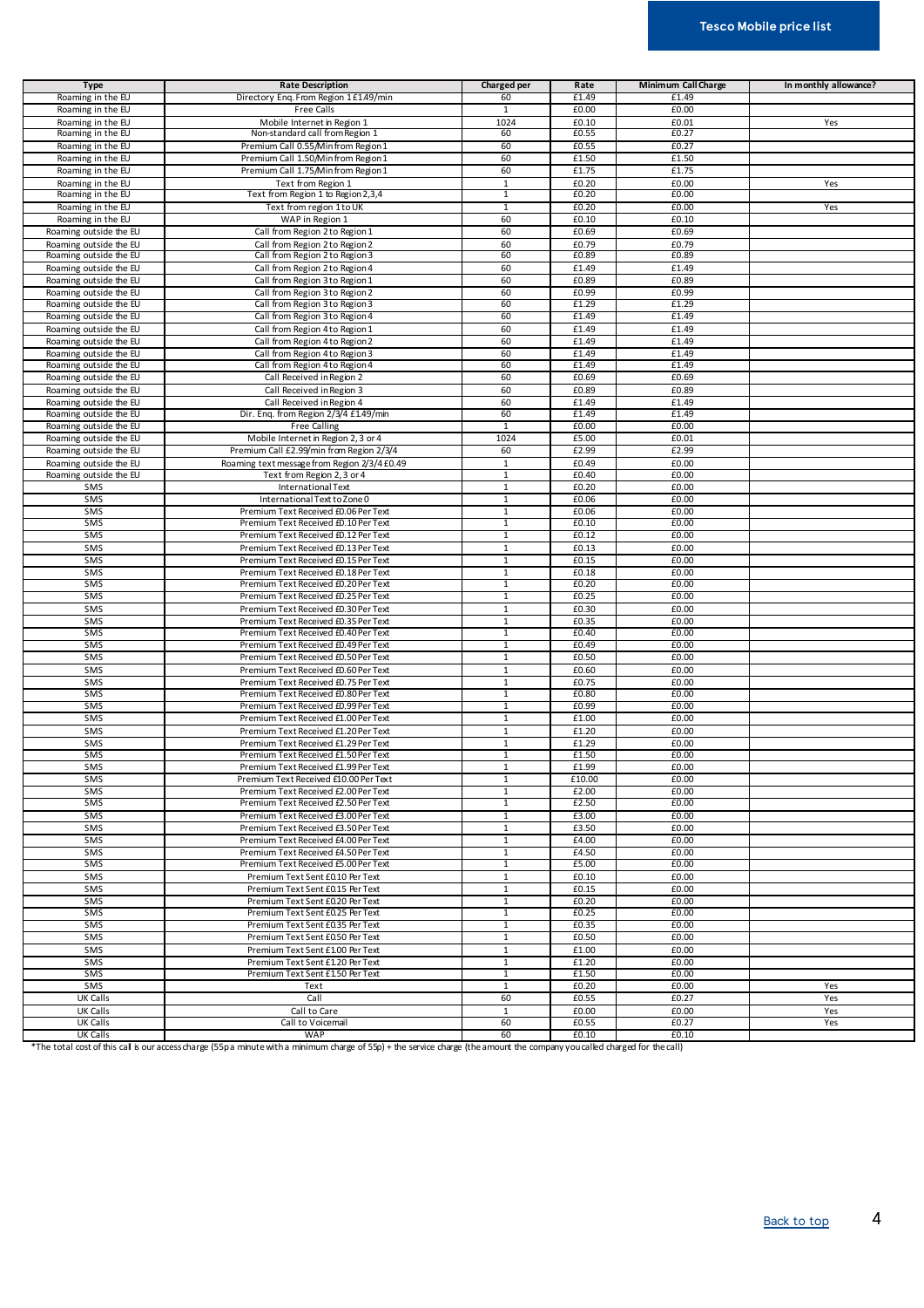| Type | Rate Description | Charged per | Rate | Minimum Call Charge | In monthly allowance? |
|---|---|---|---|---|---|
| Roaming in the EU | Directory Enq. From Region 1 £1.49/min | 60 | £1.49 | £1.49 | |
| Roaming in the EU | Free Calls | 1 | £0.00 | £0.00 | |
| Roaming in the EU | Mobile Internet in Region 1 | 1024 | £0.10 | £0.01 | Yes |
| Roaming in the EU | Non-standard call from Region 1 | 60 | £0.55 | £0.27 | |
| Roaming in the EU | Premium Call 0.55/Min from Region 1 | 60 | £0.55 | £0.27 | |
| Roaming in the EU | Premium Call 1.50/Min from Region 1 | 60 | £1.50 | £1.50 | |
| Roaming in the EU | Premium Call 1.75/Min from Region 1 | 60 | £1.75 | £1.75 | |
| Roaming in the EU | Text from Region 1 | 1 | £0.20 | £0.00 | Yes |
| Roaming in the EU | Text from Region 1 to Region 2,3,4 | 1 | £0.20 | £0.00 | |
| Roaming in the EU | Text from region 1 to UK | 1 | £0.20 | £0.00 | Yes |
| Roaming in the EU | WAP in Region 1 | 60 | £0.10 | £0.10 | |
| Roaming outside the EU | Call from Region 2 to Region 1 | 60 | £0.69 | £0.69 | |
| Roaming outside the EU | Call from Region 2 to Region 2 | 60 | £0.79 | £0.79 | |
| Roaming outside the EU | Call from Region 2 to Region 3 | 60 | £0.89 | £0.89 | |
| Roaming outside the EU | Call from Region 2 to Region 4 | 60 | £1.49 | £1.49 | |
| Roaming outside the EU | Call from Region 3 to Region 1 | 60 | £0.89 | £0.89 | |
| Roaming outside the EU | Call from Region 3 to Region 2 | 60 | £0.99 | £0.99 | |
| Roaming outside the EU | Call from Region 3 to Region 3 | 60 | £1.29 | £1.29 | |
| Roaming outside the EU | Call from Region 3 to Region 4 | 60 | £1.49 | £1.49 | |
| Roaming outside the EU | Call from Region 4 to Region 1 | 60 | £1.49 | £1.49 | |
| Roaming outside the EU | Call from Region 4 to Region 2 | 60 | £1.49 | £1.49 | |
| Roaming outside the EU | Call from Region 4 to Region 3 | 60 | £1.49 | £1.49 | |
| Roaming outside the EU | Call from Region 4 to Region 4 | 60 | £1.49 | £1.49 | |
| Roaming outside the EU | Call Received in Region 2 | 60 | £0.69 | £0.69 | |
| Roaming outside the EU | Call Received in Region 3 | 60 | £0.89 | £0.89 | |
| Roaming outside the EU | Call Received in Region 4 | 60 | £1.49 | £1.49 | |
| Roaming outside the EU | Dir. Enq. from Region 2/3/4 £1.49/min | 60 | £1.49 | £1.49 | |
| Roaming outside the EU | Free Calling | 1 | £0.00 | £0.00 | |
| Roaming outside the EU | Mobile Internet in Region 2, 3 or 4 | 1024 | £5.00 | £0.01 | |
| Roaming outside the EU | Premium Call £2.99/min from Region 2/3/4 | 60 | £2.99 | £2.99 | |
| Roaming outside the EU | Roaming text message from Region 2/3/4 £0.49 | 1 | £0.49 | £0.00 | |
| Roaming outside the EU | Text from Region 2, 3 or 4 | 1 | £0.40 | £0.00 | |
| SMS | International Text | 1 | £0.20 | £0.00 | |
| SMS | International Text to Zone 0 | 1 | £0.06 | £0.00 | |
| SMS | Premium Text Received £0.06 Per Text | 1 | £0.06 | £0.00 | |
| SMS | Premium Text Received £0.10 Per Text | 1 | £0.10 | £0.00 | |
| SMS | Premium Text Received £0.12 Per Text | 1 | £0.12 | £0.00 | |
| SMS | Premium Text Received £0.13 Per Text | 1 | £0.13 | £0.00 | |
| SMS | Premium Text Received £0.15 Per Text | 1 | £0.15 | £0.00 | |
| SMS | Premium Text Received £0.18 Per Text | 1 | £0.18 | £0.00 | |
| SMS | Premium Text Received £0.20 Per Text | 1 | £0.20 | £0.00 | |
| SMS | Premium Text Received £0.25 Per Text | 1 | £0.25 | £0.00 | |
| SMS | Premium Text Received £0.30 Per Text | 1 | £0.30 | £0.00 | |
| SMS | Premium Text Received £0.35 Per Text | 1 | £0.35 | £0.00 | |
| SMS | Premium Text Received £0.40 Per Text | 1 | £0.40 | £0.00 | |
| SMS | Premium Text Received £0.49 Per Text | 1 | £0.49 | £0.00 | |
| SMS | Premium Text Received £0.50 Per Text | 1 | £0.50 | £0.00 | |
| SMS | Premium Text Received £0.60 Per Text | 1 | £0.60 | £0.00 | |
| SMS | Premium Text Received £0.75 Per Text | 1 | £0.75 | £0.00 | |
| SMS | Premium Text Received £0.80 Per Text | 1 | £0.80 | £0.00 | |
| SMS | Premium Text Received £0.99 Per Text | 1 | £0.99 | £0.00 | |
| SMS | Premium Text Received £1.00 Per Text | 1 | £1.00 | £0.00 | |
| SMS | Premium Text Received £1.20 Per Text | 1 | £1.20 | £0.00 | |
| SMS | Premium Text Received £1.29 Per Text | 1 | £1.29 | £0.00 | |
| SMS | Premium Text Received £1.50 Per Text | 1 | £1.50 | £0.00 | |
| SMS | Premium Text Received £1.99 Per Text | 1 | £1.99 | £0.00 | |
| SMS | Premium Text Received £10.00 Per Text | 1 | £10.00 | £0.00 | |
| SMS | Premium Text Received £2.00 Per Text | 1 | £2.00 | £0.00 | |
| SMS | Premium Text Received £2.50 Per Text | 1 | £2.50 | £0.00 | |
| SMS | Premium Text Received £3.00 Per Text | 1 | £3.00 | £0.00 | |
| SMS | Premium Text Received £3.50 Per Text | 1 | £3.50 | £0.00 | |
| SMS | Premium Text Received £4.00 Per Text | 1 | £4.00 | £0.00 | |
| SMS | Premium Text Received £4.50 Per Text | 1 | £4.50 | £0.00 | |
| SMS | Premium Text Received £5.00 Per Text | 1 | £5.00 | £0.00 | |
| SMS | Premium Text Sent £0.10 Per Text | 1 | £0.10 | £0.00 | |
| SMS | Premium Text Sent £0.15 Per Text | 1 | £0.15 | £0.00 | |
| SMS | Premium Text Sent £0.20 Per Text | 1 | £0.20 | £0.00 | |
| SMS | Premium Text Sent £0.25 Per Text | 1 | £0.25 | £0.00 | |
| SMS | Premium Text Sent £0.35 Per Text | 1 | £0.35 | £0.00 | |
| SMS | Premium Text Sent £0.50 Per Text | 1 | £0.50 | £0.00 | |
| SMS | Premium Text Sent £1.00 Per Text | 1 | £1.00 | £0.00 | |
| SMS | Premium Text Sent £1.20 Per Text | 1 | £1.20 | £0.00 | |
| SMS | Premium Text Sent £1.50 Per Text | 1 | £1.50 | £0.00 | |
| SMS | Text | 1 | £0.20 | £0.00 | Yes |
| UK Calls | Call | 60 | £0.55 | £0.27 | Yes |
| UK Calls | Call to Care | 1 | £0.00 | £0.00 | Yes |
| UK Calls | Call to Voicemail | 60 | £0.55 | £0.27 | Yes |
| UK Calls | WAP | 60 | £0.10 | £0.10 | |

*The total cost of this call is our access charge (55p a minute with a minimum charge of 55p) + the service charge (the amount the company you called charged for the call)

[Back to top](#)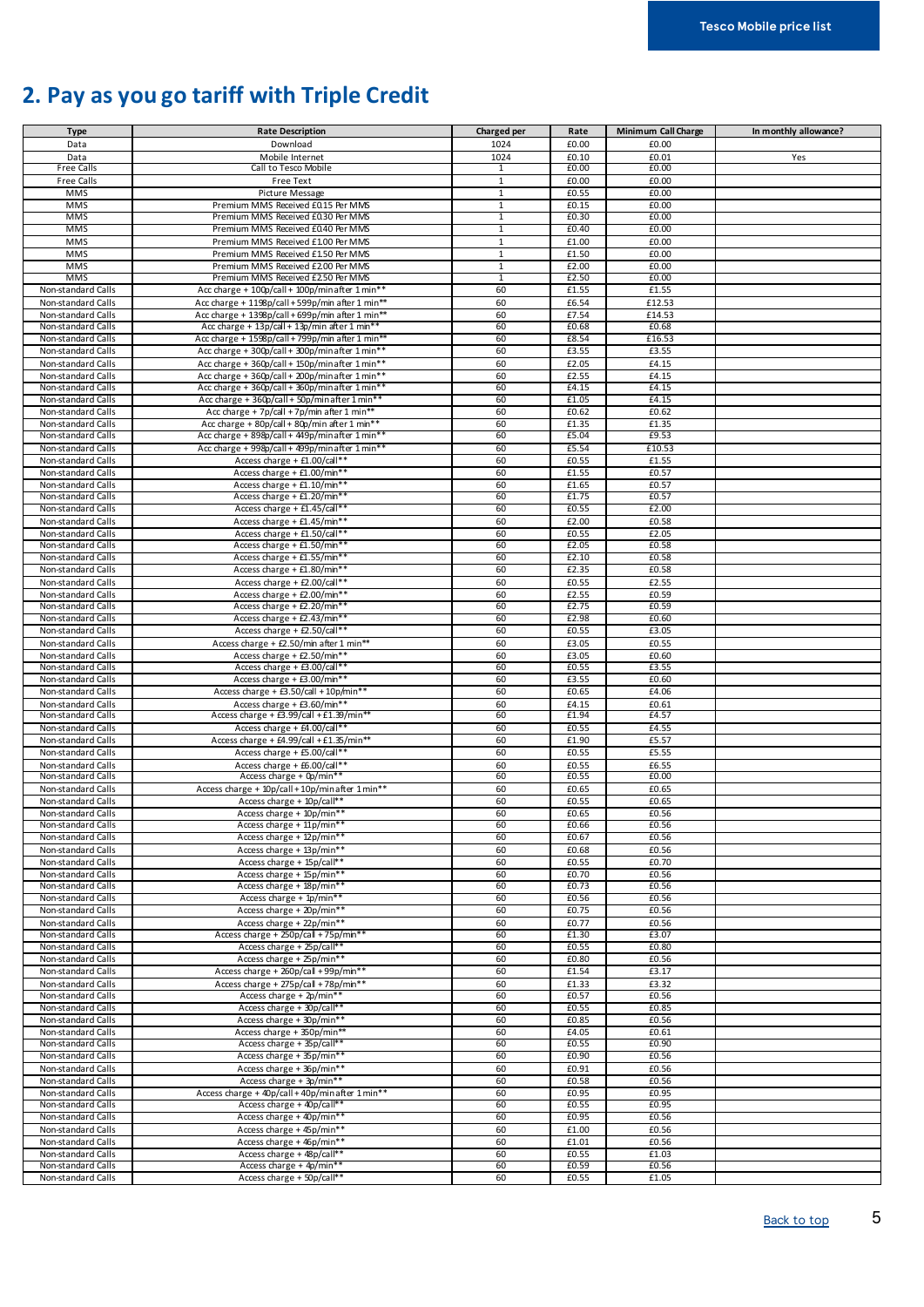## 2. Pay as you go tariff with Triple Credit

| Type | Rate Description | Charged per | Rate | Minimum Call Charge | In monthly allowance? |
|---|---|---|---|---|---|
| Data | Download | 1024 | £0.00 | £0.00 | |
| Data | Mobile Internet | 1024 | £0.10 | £0.01 | Yes |
| Free Calls | Call to Tesco Mobile | 1 | £0.00 | £0.00 | |
| Free Calls | Free Text | 1 | £0.00 | £0.00 | |
| MMS | Picture Message | 1 | £0.55 | £0.00 | |
| MMS | Premium MMS Received £0.15 Per MMS | 1 | £0.15 | £0.00 | |
| MMS | Premium MMS Received £0.30 Per MMS | 1 | £0.30 | £0.00 | |
| MMS | Premium MMS Received £0.40 Per MMS | 1 | £0.40 | £0.00 | |
| MMS | Premium MMS Received £1.00 Per MMS | 1 | £1.00 | £0.00 | |
| MMS | Premium MMS Received £1.50 Per MMS | 1 | £1.50 | £0.00 | |
| MMS | Premium MMS Received £2.00 Per MMS | 1 | £2.00 | £0.00 | |
| MMS | Premium MMS Received £2.50 Per MMS | 1 | £2.50 | £0.00 | |
| Non-standard Calls | Acc charge + 100p/call + 100p/min after 1 min** | 60 | £1.55 | £1.55 | |
| Non-standard Calls | Acc charge + 1198p/call + 599p/min after 1 min** | 60 | £6.54 | £12.53 | |
| Non-standard Calls | Acc charge + 1398p/call + 699p/min after 1 min** | 60 | £7.54 | £14.53 | |
| Non-standard Calls | Acc charge + 13p/call + 13p/min after 1 min** | 60 | £0.68 | £0.68 | |
| Non-standard Calls | Acc charge + 1598p/call + 799p/min after 1 min** | 60 | £8.54 | £16.53 | |
| Non-standard Calls | Acc charge + 300p/call + 300p/min after 1 min** | 60 | £3.55 | £3.55 | |
| Non-standard Calls | Acc charge + 360p/call + 150p/min after 1 min** | 60 | £2.05 | £4.15 | |
| Non-standard Calls | Acc charge + 360p/call + 200p/min after 1 min** | 60 | £2.55 | £4.15 | |
| Non-standard Calls | Acc charge + 360p/call + 360p/min after 1 min** | 60 | £4.15 | £4.15 | |
| Non-standard Calls | Acc charge + 360p/call + 50p/min after 1 min** | 60 | £1.05 | £4.15 | |
| Non-standard Calls | Acc charge + 7p/call + 7p/min after 1 min** | 60 | £0.62 | £0.62 | |
| Non-standard Calls | Acc charge + 80p/call + 80p/min after 1 min** | 60 | £1.35 | £1.35 | |
| Non-standard Calls | Acc charge + 898p/call + 449p/min after 1 min** | 60 | £5.04 | £9.53 | |
| Non-standard Calls | Acc charge + 998p/call + 499p/min after 1 min** | 60 | £5.54 | £10.53 | |
| Non-standard Calls | Access charge + £1.00/call** | 60 | £0.55 | £1.55 | |
| Non-standard Calls | Access charge + £1.00/min** | 60 | £1.55 | £0.57 | |
| Non-standard Calls | Access charge + £1.10/min** | 60 | £1.65 | £0.57 | |
| Non-standard Calls | Access charge + £1.20/min** | 60 | £1.75 | £0.57 | |
| Non-standard Calls | Access charge + £1.45/call** | 60 | £0.55 | £2.00 | |
| Non-standard Calls | Access charge + £1.45/min** | 60 | £2.00 | £0.58 | |
| Non-standard Calls | Access charge + £1.50/call** | 60 | £0.55 | £2.05 | |
| Non-standard Calls | Access charge + £1.50/min** | 60 | £2.05 | £0.58 | |
| Non-standard Calls | Access charge + £1.55/min** | 60 | £2.10 | £0.58 | |
| Non-standard Calls | Access charge + £1.80/min** | 60 | £2.35 | £0.58 | |
| Non-standard Calls | Access charge + £2.00/call** | 60 | £0.55 | £2.55 | |
| Non-standard Calls | Access charge + £2.00/min** | 60 | £2.55 | £0.59 | |
| Non-standard Calls | Access charge + £2.20/min** | 60 | £2.75 | £0.59 | |
| Non-standard Calls | Access charge + £2.43/min** | 60 | £2.98 | £0.60 | |
| Non-standard Calls | Access charge + £2.50/call** | 60 | £0.55 | £3.05 | |
| Non-standard Calls | Access charge + £2.50/min after 1 min** | 60 | £3.05 | £0.55 | |
| Non-standard Calls | Access charge + £2.50/min** | 60 | £3.05 | £0.60 | |
| Non-standard Calls | Access charge + £3.00/call** | 60 | £0.55 | £3.55 | |
| Non-standard Calls | Access charge + £3.00/min** | 60 | £3.55 | £0.60 | |
| Non-standard Calls | Access charge + £3.50/call + 10p/min** | 60 | £0.65 | £4.06 | |
| Non-standard Calls | Access charge + £3.60/min** | 60 | £4.15 | £0.61 | |
| Non-standard Calls | Access charge + £3.99/call + £1.39/min** | 60 | £1.94 | £4.57 | |
| Non-standard Calls | Access charge + £4.00/call** | 60 | £0.55 | £4.55 | |
| Non-standard Calls | Access charge + £4.99/call + £1.35/min** | 60 | £1.90 | £5.57 | |
| Non-standard Calls | Access charge + £5.00/call** | 60 | £0.55 | £5.55 | |
| Non-standard Calls | Access charge + £6.00/call** | 60 | £0.55 | £6.55 | |
| Non-standard Calls | Access charge + 0p/min** | 60 | £0.55 | £0.00 | |
| Non-standard Calls | Access charge + 10p/call + 10p/min after 1 min** | 60 | £0.65 | £0.65 | |
| Non-standard Calls | Access charge + 10p/call** | 60 | £0.55 | £0.65 | |
| Non-standard Calls | Access charge + 10p/min** | 60 | £0.65 | £0.56 | |
| Non-standard Calls | Access charge + 11p/min** | 60 | £0.66 | £0.56 | |
| Non-standard Calls | Access charge + 12p/min** | 60 | £0.67 | £0.56 | |
| Non-standard Calls | Access charge + 13p/min** | 60 | £0.68 | £0.56 | |
| Non-standard Calls | Access charge + 15p/call** | 60 | £0.55 | £0.70 | |
| Non-standard Calls | Access charge + 15p/min** | 60 | £0.70 | £0.56 | |
| Non-standard Calls | Access charge + 18p/min** | 60 | £0.73 | £0.56 | |
| Non-standard Calls | Access charge + 1p/min** | 60 | £0.56 | £0.56 | |
| Non-standard Calls | Access charge + 20p/min** | 60 | £0.75 | £0.56 | |
| Non-standard Calls | Access charge + 22p/min** | 60 | £0.77 | £0.56 | |
| Non-standard Calls | Access charge + 250p/call + 75p/min** | 60 | £1.30 | £3.07 | |
| Non-standard Calls | Access charge + 25p/call** | 60 | £0.55 | £0.80 | |
| Non-standard Calls | Access charge + 25p/min** | 60 | £0.80 | £0.56 | |
| Non-standard Calls | Access charge + 260p/call + 99p/min** | 60 | £1.54 | £3.17 | |
| Non-standard Calls | Access charge + 275p/call + 78p/min** | 60 | £1.33 | £3.32 | |
| Non-standard Calls | Access charge + 2p/min** | 60 | £0.57 | £0.56 | |
| Non-standard Calls | Access charge + 30p/call** | 60 | £0.55 | £0.85 | |
| Non-standard Calls | Access charge + 30p/min** | 60 | £0.85 | £0.56 | |
| Non-standard Calls | Access charge + 350p/min** | 60 | £4.05 | £0.61 | |
| Non-standard Calls | Access charge + 35p/call** | 60 | £0.55 | £0.90 | |
| Non-standard Calls | Access charge + 35p/min** | 60 | £0.90 | £0.56 | |
| Non-standard Calls | Access charge + 36p/min** | 60 | £0.91 | £0.56 | |
| Non-standard Calls | Access charge + 3p/min** | 60 | £0.58 | £0.56 | |
| Non-standard Calls | Access charge + 40p/call + 40p/min after 1 min** | 60 | £0.95 | £0.95 | |
| Non-standard Calls | Access charge + 40p/call** | 60 | £0.55 | £0.95 | |
| Non-standard Calls | Access charge + 40p/min** | 60 | £0.95 | £0.56 | |
| Non-standard Calls | Access charge + 45p/min** | 60 | £1.00 | £0.56 | |
| Non-standard Calls | Access charge + 46p/min** | 60 | £1.01 | £0.56 | |
| Non-standard Calls | Access charge + 48p/call** | 60 | £0.55 | £1.03 | |
| Non-standard Calls | Access charge + 4p/min** | 60 | £0.59 | £0.56 | |
| Non-standard Calls | Access charge + 50p/call** | 60 | £0.55 | £1.05 | |

Back to top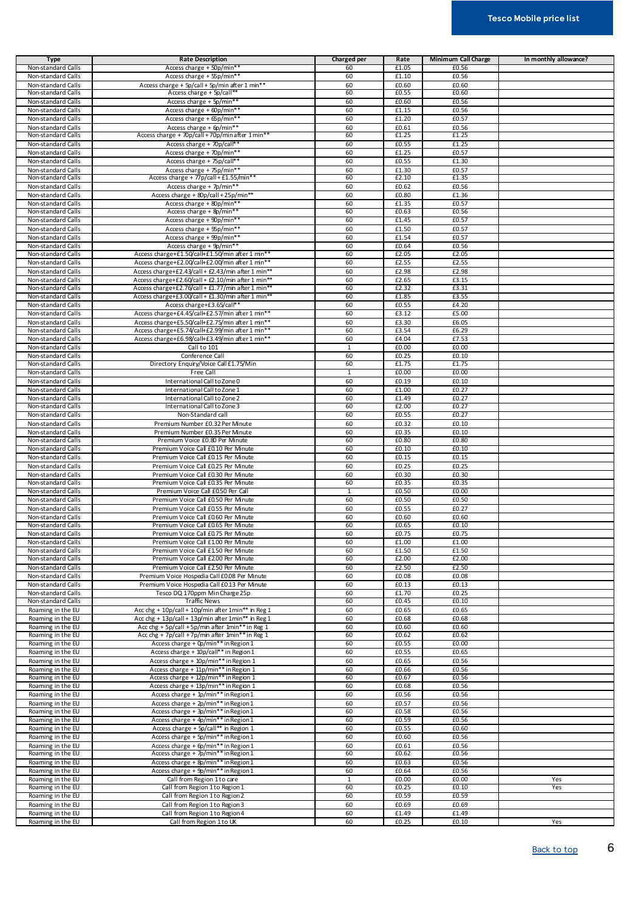| Type | Rate Description | Charged per | Rate | Minimum Call Charge | In monthly allowance? |
|---|---|---|---|---|---|
| Non-standard Calls | Access charge + 50p/min** | 60 | £1.05 | £0.56 | |
| Non-standard Calls | Access charge + 55p/min** | 60 | £1.10 | £0.56 | |
| Non-standard Calls | Access charge + 5p/call + 5p/min after 1 min** | 60 | £0.60 | £0.60 | |
| Non-standard Calls | Access charge + 5p/call** | 60 | £0.55 | £0.60 | |
| Non-standard Calls | Access charge + 5p/min** | 60 | £0.60 | £0.56 | |
| Non-standard Calls | Access charge + 60p/min** | 60 | £1.15 | £0.56 | |
| Non-standard Calls | Access charge + 65p/min** | 60 | £1.20 | £0.57 | |
| Non-standard Calls | Access charge + 6p/min** | 60 | £0.61 | £0.56 | |
| Non-standard Calls | Access charge + 70p/call + 70p/min after 1 min** | 60 | £1.25 | £1.25 | |
| Non-standard Calls | Access charge + 70p/call** | 60 | £0.55 | £1.25 | |
| Non-standard Calls | Access charge + 70p/min** | 60 | £1.25 | £0.57 | |
| Non-standard Calls | Access charge + 75p/call** | 60 | £0.55 | £1.30 | |
| Non-standard Calls | Access charge + 75p/min** | 60 | £1.30 | £0.57 | |
| Non-standard Calls | Access charge + 77p/call + £1.55/min** | 60 | £2.10 | £1.35 | |
| Non-standard Calls | Access charge + 7p/min** | 60 | £0.62 | £0.56 | |
| Non-standard Calls | Access charge + 80p/call + 25p/min** | 60 | £0.80 | £1.36 | |
| Non-standard Calls | Access charge + 80p/min** | 60 | £1.35 | £0.57 | |
| Non-standard Calls | Access charge + 8p/min** | 60 | £0.63 | £0.56 | |
| Non-standard Calls | Access charge + 90p/min** | 60 | £1.45 | £0.57 | |
| Non-standard Calls | Access charge + 95p/min** | 60 | £1.50 | £0.57 | |
| Non-standard Calls | Access charge + 99p/min** | 60 | £1.54 | £0.57 | |
| Non-standard Calls | Access charge + 9p/min** | 60 | £0.64 | £0.56 | |
| Non-standard Calls | Access charge+£1.50/call+£1.50/min after 1 min** | 60 | £2.05 | £2.05 | |
| Non-standard Calls | Access charge+£2.00/call+£2.00/min after 1 min** | 60 | £2.55 | £2.55 | |
| Non-standard Calls | Access charge+£2.43/call + £2.43/min after 1 min** | 60 | £2.98 | £2.98 | |
| Non-standard Calls | Access charge+£2.60/call + £2.10/min after 1 min** | 60 | £2.65 | £3.15 | |
| Non-standard Calls | Access charge+£2.76/call + £1.77/min after 1 min** | 60 | £2.32 | £3.31 | |
| Non-standard Calls | Access charge+£3.00/call + £1.30/min after 1 min** | 60 | £1.85 | £3.55 | |
| Non-standard Calls | Access charge+£3.65/call** | 60 | £0.55 | £4.20 | |
| Non-standard Calls | Access charge+£4.45/call+£2.57/min after 1 min** | 60 | £3.12 | £5.00 | |
| Non-standard Calls | Access charge+£5.50/call+£2.75/min after 1 min** | 60 | £3.30 | £6.05 | |
| Non-standard Calls | Access charge+£5.74/call+£2.99/min after 1 min** | 60 | £3.54 | £6.29 | |
| Non-standard Calls | Access charge+£6.98/call+£3.49/min after 1 min** | 60 | £4.04 | £7.53 | |
| Non-standard Calls | Call to 101 | 1 | £0.00 | £0.00 | |
| Non-standard Calls | Conference Call | 60 | £0.25 | £0.10 | |
| Non-standard Calls | Directory Enquiry/Voice Call £1.75/Min | 60 | £1.75 | £1.75 | |
| Non-standard Calls | Free Call | 1 | £0.00 | £0.00 | |
| Non-standard Calls | International Call to Zone 0 | 60 | £0.19 | £0.10 | |
| Non-standard Calls | International Call to Zone 1 | 60 | £1.00 | £0.27 | |
| Non-standard Calls | International Call to Zone 2 | 60 | £1.49 | £0.27 | |
| Non-standard Calls | International Call to Zone 3 | 60 | £2.00 | £0.27 | |
| Non-standard Calls | Non-Standard call | 60 | £0.55 | £0.27 | |
| Non-standard Calls | Premium Number £0.32 Per Minute | 60 | £0.32 | £0.10 | |
| Non-standard Calls | Premium Number £0.35 Per Minute | 60 | £0.35 | £0.10 | |
| Non-standard Calls | Premium Voice £0.80 Per Minute | 60 | £0.80 | £0.80 | |
| Non-standard Calls | Premium Voice Call £0.10 Per Minute | 60 | £0.10 | £0.10 | |
| Non-standard Calls | Premium Voice Call £0.15 Per Minute | 60 | £0.15 | £0.15 | |
| Non-standard Calls | Premium Voice Call £0.25 Per Minute | 60 | £0.25 | £0.25 | |
| Non-standard Calls | Premium Voice Call £0.30 Per Minute | 60 | £0.30 | £0.30 | |
| Non-standard Calls | Premium Voice Call £0.35 Per Minute | 60 | £0.35 | £0.35 | |
| Non-standard Calls | Premium Voice Call £0.50 Per Call | 1 | £0.50 | £0.00 | |
| Non-standard Calls | Premium Voice Call £0.50 Per Minute | 60 | £0.50 | £0.50 | |
| Non-standard Calls | Premium Voice Call £0.55 Per Minute | 60 | £0.55 | £0.27 | |
| Non-standard Calls | Premium Voice Call £0.60 Per Minute | 60 | £0.60 | £0.60 | |
| Non-standard Calls | Premium Voice Call £0.65 Per Minute | 60 | £0.65 | £0.10 | |
| Non-standard Calls | Premium Voice Call £0.75 Per Minute | 60 | £0.75 | £0.75 | |
| Non-standard Calls | Premium Voice Call £1.00 Per Minute | 60 | £1.00 | £1.00 | |
| Non-standard Calls | Premium Voice Call £1.50 Per Minute | 60 | £1.50 | £1.50 | |
| Non-standard Calls | Premium Voice Call £2.00 Per Minute | 60 | £2.00 | £2.00 | |
| Non-standard Calls | Premium Voice Call £2.50 Per Minute | 60 | £2.50 | £2.50 | |
| Non-standard Calls | Premium Voice Hospedia Call £0.08 Per Minute | 60 | £0.08 | £0.08 | |
| Non-standard Calls | Premium Voice Hospedia Call £0.13 Per Minute | 60 | £0.13 | £0.13 | |
| Non-standard Calls | Tesco DQ 170ppm Min Charge 25p | 60 | £1.70 | £0.25 | |
| Non-standard Calls | Traffic News | 60 | £0.45 | £0.10 | |
| Roaming in the EU | Acc chg + 10p/call + 10p/min after 1min** in Reg 1 | 60 | £0.65 | £0.65 | |
| Roaming in the EU | Acc chg + 13p/call + 13p/min after 1min** in Reg 1 | 60 | £0.68 | £0.68 | |
| Roaming in the EU | Acc chg + 5p/call + 5p/min after 1min** in Reg 1 | 60 | £0.60 | £0.60 | |
| Roaming in the EU | Acc chg + 7p/call + 7p/min after 1min** in Reg 1 | 60 | £0.62 | £0.62 | |
| Roaming in the EU | Access charge + 0p/min** in Region 1 | 60 | £0.55 | £0.00 | |
| Roaming in the EU | Access charge + 10p/call** in Region 1 | 60 | £0.55 | £0.65 | |
| Roaming in the EU | Access charge + 10p/min** in Region 1 | 60 | £0.65 | £0.56 | |
| Roaming in the EU | Access charge + 11p/min** in Region 1 | 60 | £0.66 | £0.56 | |
| Roaming in the EU | Access charge + 12p/min** in Region 1 | 60 | £0.67 | £0.56 | |
| Roaming in the EU | Access charge + 13p/min** in Region 1 | 60 | £0.68 | £0.56 | |
| Roaming in the EU | Access charge + 1p/min** in Region 1 | 60 | £0.56 | £0.56 | |
| Roaming in the EU | Access charge + 2p/min** in Region 1 | 60 | £0.57 | £0.56 | |
| Roaming in the EU | Access charge + 3p/min** in Region 1 | 60 | £0.58 | £0.56 | |
| Roaming in the EU | Access charge + 4p/min** in Region 1 | 60 | £0.59 | £0.56 | |
| Roaming in the EU | Access charge + 5p/call** in Region 1 | 60 | £0.55 | £0.60 | |
| Roaming in the EU | Access charge + 5p/min** in Region 1 | 60 | £0.60 | £0.56 | |
| Roaming in the EU | Access charge + 6p/min** in Region 1 | 60 | £0.61 | £0.56 | |
| Roaming in the EU | Access charge + 7p/min** in Region 1 | 60 | £0.62 | £0.56 | |
| Roaming in the EU | Access charge + 8p/min** in Region 1 | 60 | £0.63 | £0.56 | |
| Roaming in the EU | Access charge + 9p/min** in Region 1 | 60 | £0.64 | £0.56 | |
| Roaming in the EU | Call from Region 1 to care | 1 | £0.00 | £0.00 | Yes |
| Roaming in the EU | Call from Region 1 to Region 1 | 60 | £0.25 | £0.10 | Yes |
| Roaming in the EU | Call from Region 1 to Region 2 | 60 | £0.59 | £0.59 | |
| Roaming in the EU | Call from Region 1 to Region 3 | 60 | £0.69 | £0.69 | |
| Roaming in the EU | Call from Region 1 to Region 4 | 60 | £1.49 | £1.49 | |
| Roaming in the EU | Call from Region 1 to UK | 60 | £0.25 | £0.10 | Yes |

Back to top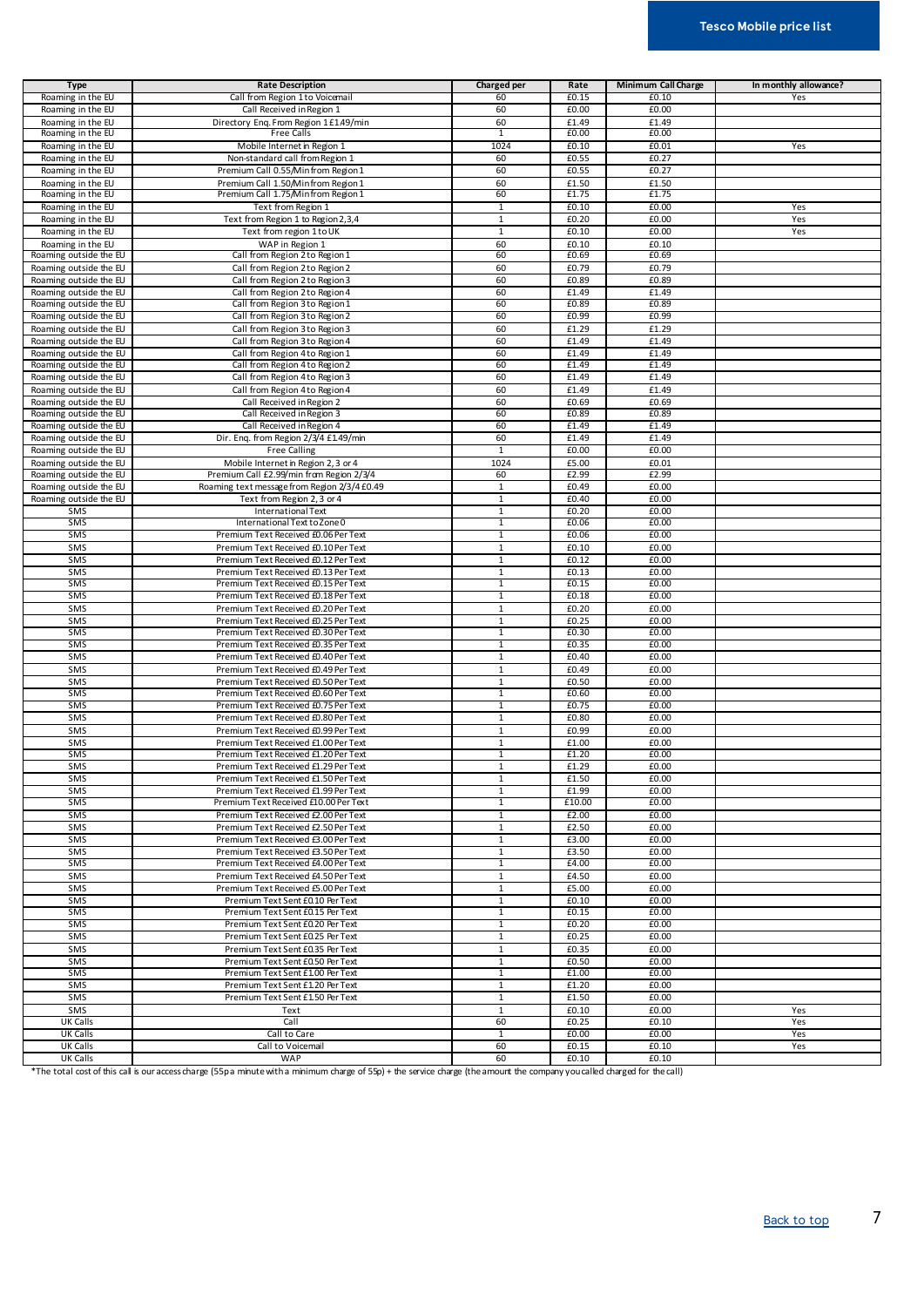| Type | Rate Description | Charged per | Rate | Minimum Call Charge | In monthly allowance? |
|---|---|---|---|---|---|
| Roaming in the EU | Call from Region 1 to Voicemail | 60 | £0.15 | £0.10 | Yes |
| Roaming in the EU | Call Received in Region 1 | 60 | £0.00 | £0.00 | |
| Roaming in the EU | Directory Enq. From Region 1 £1.49/min | 60 | £1.49 | £1.49 | |
| Roaming in the EU | Free Calls | 1 | £0.00 | £0.00 | |
| Roaming in the EU | Mobile Internet in Region 1 | 1024 | £0.10 | £0.01 | Yes |
| Roaming in the EU | Non-standard call from Region 1 | 60 | £0.55 | £0.27 | |
| Roaming in the EU | Premium Call 0.55/Min from Region 1 | 60 | £0.55 | £0.27 | |
| Roaming in the EU | Premium Call 1.50/Min from Region 1 | 60 | £1.50 | £1.50 | |
| Roaming in the EU | Premium Call 1.75/Min from Region 1 | 60 | £1.75 | £1.75 | |
| Roaming in the EU | Text from Region 1 | 1 | £0.10 | £0.00 | Yes |
| Roaming in the EU | Text from Region 1 to Region 2,3,4 | 1 | £0.20 | £0.00 | Yes |
| Roaming in the EU | Text from region 1 to UK | 1 | £0.10 | £0.00 | Yes |
| Roaming in the EU | WAP in Region 1 | 60 | £0.10 | £0.10 | |
| Roaming outside the EU | Call from Region 2 to Region 1 | 60 | £0.69 | £0.69 | |
| Roaming outside the EU | Call from Region 2 to Region 2 | 60 | £0.79 | £0.79 | |
| Roaming outside the EU | Call from Region 2 to Region 3 | 60 | £0.89 | £0.89 | |
| Roaming outside the EU | Call from Region 2 to Region 4 | 60 | £1.49 | £1.49 | |
| Roaming outside the EU | Call from Region 3 to Region 1 | 60 | £0.89 | £0.89 | |
| Roaming outside the EU | Call from Region 3 to Region 2 | 60 | £0.99 | £0.99 | |
| Roaming outside the EU | Call from Region 3 to Region 3 | 60 | £1.29 | £1.29 | |
| Roaming outside the EU | Call from Region 3 to Region 4 | 60 | £1.49 | £1.49 | |
| Roaming outside the EU | Call from Region 4 to Region 1 | 60 | £1.49 | £1.49 | |
| Roaming outside the EU | Call from Region 4 to Region 2 | 60 | £1.49 | £1.49 | |
| Roaming outside the EU | Call from Region 4 to Region 3 | 60 | £1.49 | £1.49 | |
| Roaming outside the EU | Call from Region 4 to Region 4 | 60 | £1.49 | £1.49 | |
| Roaming outside the EU | Call Received in Region 2 | 60 | £0.69 | £0.69 | |
| Roaming outside the EU | Call Received in Region 3 | 60 | £0.89 | £0.89 | |
| Roaming outside the EU | Call Received in Region 4 | 60 | £1.49 | £1.49 | |
| Roaming outside the EU | Dir. Enq. from Region 2/3/4 £1.49/min | 60 | £1.49 | £1.49 | |
| Roaming outside the EU | Free Calling | 1 | £0.00 | £0.00 | |
| Roaming outside the EU | Mobile Internet in Region 2, 3 or 4 | 1024 | £5.00 | £0.01 | |
| Roaming outside the EU | Premium Call £2.99/min from Region 2/3/4 | 60 | £2.99 | £2.99 | |
| Roaming outside the EU | Roaming text message from Region 2/3/4 £0.49 | 1 | £0.49 | £0.00 | |
| Roaming outside the EU | Text from Region 2, 3 or 4 | 1 | £0.40 | £0.00 | |
| SMS | International Text | 1 | £0.20 | £0.00 | |
| SMS | International Text to Zone 0 | 1 | £0.06 | £0.00 | |
| SMS | Premium Text Received £0.06 Per Text | 1 | £0.06 | £0.00 | |
| SMS | Premium Text Received £0.10 Per Text | 1 | £0.10 | £0.00 | |
| SMS | Premium Text Received £0.12 Per Text | 1 | £0.12 | £0.00 | |
| SMS | Premium Text Received £0.13 Per Text | 1 | £0.13 | £0.00 | |
| SMS | Premium Text Received £0.15 Per Text | 1 | £0.15 | £0.00 | |
| SMS | Premium Text Received £0.18 Per Text | 1 | £0.18 | £0.00 | |
| SMS | Premium Text Received £0.20 Per Text | 1 | £0.20 | £0.00 | |
| SMS | Premium Text Received £0.25 Per Text | 1 | £0.25 | £0.00 | |
| SMS | Premium Text Received £0.30 Per Text | 1 | £0.30 | £0.00 | |
| SMS | Premium Text Received £0.35 Per Text | 1 | £0.35 | £0.00 | |
| SMS | Premium Text Received £0.40 Per Text | 1 | £0.40 | £0.00 | |
| SMS | Premium Text Received £0.49 Per Text | 1 | £0.49 | £0.00 | |
| SMS | Premium Text Received £0.50 Per Text | 1 | £0.50 | £0.00 | |
| SMS | Premium Text Received £0.60 Per Text | 1 | £0.60 | £0.00 | |
| SMS | Premium Text Received £0.75 Per Text | 1 | £0.75 | £0.00 | |
| SMS | Premium Text Received £0.80 Per Text | 1 | £0.80 | £0.00 | |
| SMS | Premium Text Received £0.99 Per Text | 1 | £0.99 | £0.00 | |
| SMS | Premium Text Received £1.00 Per Text | 1 | £1.00 | £0.00 | |
| SMS | Premium Text Received £1.20 Per Text | 1 | £1.20 | £0.00 | |
| SMS | Premium Text Received £1.29 Per Text | 1 | £1.29 | £0.00 | |
| SMS | Premium Text Received £1.50 Per Text | 1 | £1.50 | £0.00 | |
| SMS | Premium Text Received £1.99 Per Text | 1 | £1.99 | £0.00 | |
| SMS | Premium Text Received £10.00 Per Text | 1 | £10.00 | £0.00 | |
| SMS | Premium Text Received £2.00 Per Text | 1 | £2.00 | £0.00 | |
| SMS | Premium Text Received £2.50 Per Text | 1 | £2.50 | £0.00 | |
| SMS | Premium Text Received £3.00 Per Text | 1 | £3.00 | £0.00 | |
| SMS | Premium Text Received £3.50 Per Text | 1 | £3.50 | £0.00 | |
| SMS | Premium Text Received £4.00 Per Text | 1 | £4.00 | £0.00 | |
| SMS | Premium Text Received £4.50 Per Text | 1 | £4.50 | £0.00 | |
| SMS | Premium Text Received £5.00 Per Text | 1 | £5.00 | £0.00 | |
| SMS | Premium Text Sent £0.10 Per Text | 1 | £0.10 | £0.00 | |
| SMS | Premium Text Sent £0.15 Per Text | 1 | £0.15 | £0.00 | |
| SMS | Premium Text Sent £0.20 Per Text | 1 | £0.20 | £0.00 | |
| SMS | Premium Text Sent £0.25 Per Text | 1 | £0.25 | £0.00 | |
| SMS | Premium Text Sent £0.35 Per Text | 1 | £0.35 | £0.00 | |
| SMS | Premium Text Sent £0.50 Per Text | 1 | £0.50 | £0.00 | |
| SMS | Premium Text Sent £1.00 Per Text | 1 | £1.00 | £0.00 | |
| SMS | Premium Text Sent £1.20 Per Text | 1 | £1.20 | £0.00 | |
| SMS | Premium Text Sent £1.50 Per Text | 1 | £1.50 | £0.00 | |
| SMS | Text | 1 | £0.10 | £0.00 | Yes |
| UK Calls | Call | 60 | £0.25 | £0.10 | Yes |
| UK Calls | Call to Care | 1 | £0.00 | £0.00 | Yes |
| UK Calls | Call to Voicemail | 60 | £0.15 | £0.10 | Yes |
| UK Calls | WAP | 60 | £0.10 | £0.10 | |

*The total cost of this call is our access charge (55p a minute with a minimum charge of 55p) + the service charge (the amount the company you called charged for the call)

[Back to top]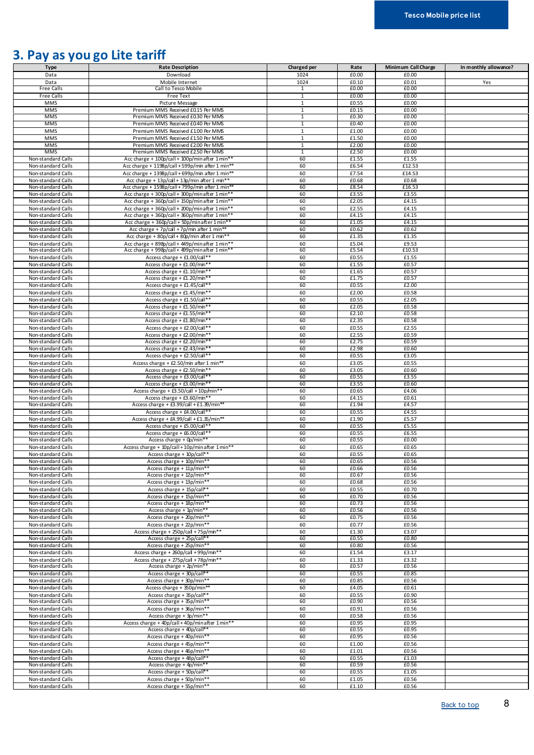## 3. Pay as you go Lite tariff

| Type | Rate Description | Charged per | Rate | Minimum Call Charge | In monthly allowance? |
|---|---|---|---|---|---|
| Data | Download | 1024 | £0.00 | £0.00 | |
| Data | Mobile Internet | 1024 | £0.10 | £0.01 | Yes |
| Free Calls | Call to Tesco Mobile | 1 | £0.00 | £0.00 | |
| Free Calls | Free Text | 1 | £0.00 | £0.00 | |
| MMS | Picture Message | 1 | £0.55 | £0.00 | |
| MMS | Premium MMS Received £0.15 Per MMS | 1 | £0.15 | £0.00 | |
| MMS | Premium MMS Received £0.30 Per MMS | 1 | £0.30 | £0.00 | |
| MMS | Premium MMS Received £0.40 Per MMS | 1 | £0.40 | £0.00 | |
| MMS | Premium MMS Received £1.00 Per MMS | 1 | £1.00 | £0.00 | |
| MMS | Premium MMS Received £1.50 Per MMS | 1 | £1.50 | £0.00 | |
| MMS | Premium MMS Received £2.00 Per MMS | 1 | £2.00 | £0.00 | |
| MMS | Premium MMS Received £2.50 Per MMS | 1 | £2.50 | £0.00 | |
| Non-standard Calls | Acc charge + 100p/call + 100p/min after 1 min** | 60 | £1.55 | £1.55 | |
| Non-standard Calls | Acc charge + 1198p/call + 599p/min after 1 min** | 60 | £6.54 | £12.53 | |
| Non-standard Calls | Acc charge + 1398p/call + 699p/min after 1 min** | 60 | £7.54 | £14.53 | |
| Non-standard Calls | Acc charge + 13p/call + 13p/min after 1 min** | 60 | £0.68 | £0.68 | |
| Non-standard Calls | Acc charge + 1598p/call + 799p/min after 1 min** | 60 | £8.54 | £16.53 | |
| Non-standard Calls | Acc charge + 300p/call + 300p/min after 1 min** | 60 | £3.55 | £3.55 | |
| Non-standard Calls | Acc charge + 360p/call + 150p/min after 1 min** | 60 | £2.05 | £4.15 | |
| Non-standard Calls | Acc charge + 360p/call + 200p/min after 1 min** | 60 | £2.55 | £4.15 | |
| Non-standard Calls | Acc charge + 360p/call + 360p/min after 1 min** | 60 | £4.15 | £4.15 | |
| Non-standard Calls | Acc charge + 360p/call + 50p/min after 1 min** | 60 | £1.05 | £4.15 | |
| Non-standard Calls | Acc charge + 7p/call + 7p/min after 1 min** | 60 | £0.62 | £0.62 | |
| Non-standard Calls | Acc charge + 80p/call + 80p/min after 1 min** | 60 | £1.35 | £1.35 | |
| Non-standard Calls | Acc charge + 898p/call + 449p/min after 1 min** | 60 | £5.04 | £9.53 | |
| Non-standard Calls | Acc charge + 998p/call + 499p/min after 1 min** | 60 | £5.54 | £10.53 | |
| Non-standard Calls | Access charge + £1.00/call** | 60 | £0.55 | £1.55 | |
| Non-standard Calls | Access charge + £1.00/min** | 60 | £1.55 | £0.57 | |
| Non-standard Calls | Access charge + £1.10/min** | 60 | £1.65 | £0.57 | |
| Non-standard Calls | Access charge + £1.20/min** | 60 | £1.75 | £0.57 | |
| Non-standard Calls | Access charge + £1.45/call** | 60 | £0.55 | £2.00 | |
| Non-standard Calls | Access charge + £1.45/min** | 60 | £2.00 | £0.58 | |
| Non-standard Calls | Access charge + £1.50/call** | 60 | £0.55 | £2.05 | |
| Non-standard Calls | Access charge + £1.50/min** | 60 | £2.05 | £0.58 | |
| Non-standard Calls | Access charge + £1.55/min** | 60 | £2.10 | £0.58 | |
| Non-standard Calls | Access charge + £1.80/min** | 60 | £2.35 | £0.58 | |
| Non-standard Calls | Access charge + £2.00/call** | 60 | £0.55 | £2.55 | |
| Non-standard Calls | Access charge + £2.00/min** | 60 | £2.55 | £0.59 | |
| Non-standard Calls | Access charge + £2.20/min** | 60 | £2.75 | £0.59 | |
| Non-standard Calls | Access charge + £2.43/min** | 60 | £2.98 | £0.60 | |
| Non-standard Calls | Access charge + £2.50/call** | 60 | £0.55 | £3.05 | |
| Non-standard Calls | Access charge + £2.50/min after 1 min** | 60 | £3.05 | £0.55 | |
| Non-standard Calls | Access charge + £2.50/min** | 60 | £3.05 | £0.60 | |
| Non-standard Calls | Access charge + £3.00/call** | 60 | £0.55 | £3.55 | |
| Non-standard Calls | Access charge + £3.00/min** | 60 | £3.55 | £0.60 | |
| Non-standard Calls | Access charge + £3.50/call + 10p/min** | 60 | £0.65 | £4.06 | |
| Non-standard Calls | Access charge + £3.60/min** | 60 | £4.15 | £0.61 | |
| Non-standard Calls | Access charge + £3.99/call + £1.39/min** | 60 | £1.94 | £4.57 | |
| Non-standard Calls | Access charge + £4.00/call** | 60 | £0.55 | £4.55 | |
| Non-standard Calls | Access charge + £4.99/call + £1.35/min** | 60 | £1.90 | £5.57 | |
| Non-standard Calls | Access charge + £5.00/call** | 60 | £0.55 | £5.55 | |
| Non-standard Calls | Access charge + £6.00/call** | 60 | £0.55 | £6.55 | |
| Non-standard Calls | Access charge + 0p/min** | 60 | £0.55 | £0.00 | |
| Non-standard Calls | Access charge + 10p/call + 10p/min after 1 min** | 60 | £0.65 | £0.65 | |
| Non-standard Calls | Access charge + 10p/call** | 60 | £0.55 | £0.65 | |
| Non-standard Calls | Access charge + 10p/min** | 60 | £0.65 | £0.56 | |
| Non-standard Calls | Access charge + 11p/min** | 60 | £0.66 | £0.56 | |
| Non-standard Calls | Access charge + 12p/min** | 60 | £0.67 | £0.56 | |
| Non-standard Calls | Access charge + 13p/min** | 60 | £0.68 | £0.56 | |
| Non-standard Calls | Access charge + 15p/call** | 60 | £0.55 | £0.70 | |
| Non-standard Calls | Access charge + 15p/min** | 60 | £0.70 | £0.56 | |
| Non-standard Calls | Access charge + 18p/min** | 60 | £0.73 | £0.56 | |
| Non-standard Calls | Access charge + 1p/min** | 60 | £0.56 | £0.56 | |
| Non-standard Calls | Access charge + 20p/min** | 60 | £0.75 | £0.56 | |
| Non-standard Calls | Access charge + 22p/min** | 60 | £0.77 | £0.56 | |
| Non-standard Calls | Access charge + 250p/call + 75p/min** | 60 | £1.30 | £3.07 | |
| Non-standard Calls | Access charge + 25p/call** | 60 | £0.55 | £0.80 | |
| Non-standard Calls | Access charge + 25p/min** | 60 | £0.80 | £0.56 | |
| Non-standard Calls | Access charge + 260p/call + 99p/min** | 60 | £1.54 | £3.17 | |
| Non-standard Calls | Access charge + 275p/call + 78p/min** | 60 | £1.33 | £3.32 | |
| Non-standard Calls | Access charge + 2p/min** | 60 | £0.57 | £0.56 | |
| Non-standard Calls | Access charge + 30p/call** | 60 | £0.55 | £0.85 | |
| Non-standard Calls | Access charge + 30p/min** | 60 | £0.85 | £0.56 | |
| Non-standard Calls | Access charge + 350p/min** | 60 | £4.05 | £0.61 | |
| Non-standard Calls | Access charge + 35p/call** | 60 | £0.55 | £0.90 | |
| Non-standard Calls | Access charge + 35p/min** | 60 | £0.90 | £0.56 | |
| Non-standard Calls | Access charge + 36p/min** | 60 | £0.91 | £0.56 | |
| Non-standard Calls | Access charge + 3p/min** | 60 | £0.58 | £0.56 | |
| Non-standard Calls | Access charge + 40p/call + 40p/min after 1 min** | 60 | £0.95 | £0.95 | |
| Non-standard Calls | Access charge + 40p/call** | 60 | £0.55 | £0.95 | |
| Non-standard Calls | Access charge + 40p/min** | 60 | £0.95 | £0.56 | |
| Non-standard Calls | Access charge + 45p/min** | 60 | £1.00 | £0.56 | |
| Non-standard Calls | Access charge + 46p/min** | 60 | £1.01 | £0.56 | |
| Non-standard Calls | Access charge + 48p/call** | 60 | £0.55 | £1.03 | |
| Non-standard Calls | Access charge + 4p/min** | 60 | £0.59 | £0.56 | |
| Non-standard Calls | Access charge + 50p/call** | 60 | £0.55 | £1.05 | |
| Non-standard Calls | Access charge + 50p/min** | 60 | £1.05 | £0.56 | |
| Non-standard Calls | Access charge + 55p/min** | 60 | £1.10 | £0.56 | |

Back to top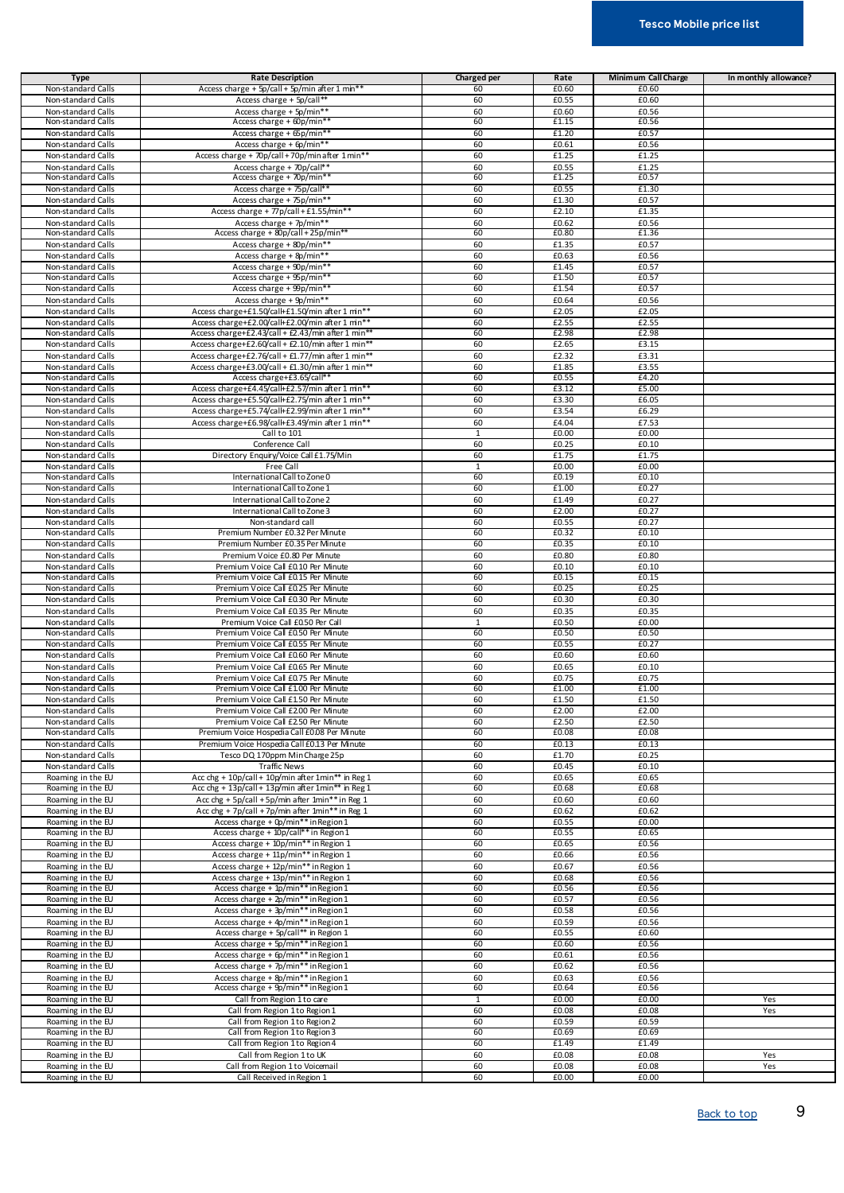| Type | Rate Description | Charged per | Rate | Minimum Call Charge | In monthly allowance? |
|---|---|---|---|---|---|
| Non-standard Calls | Access charge + 5p/call + 5p/min after 1 min** | 60 | £0.60 | £0.60 | |
| Non-standard Calls | Access charge + 5p/call** | 60 | £0.55 | £0.60 | |
| Non-standard Calls | Access charge + 5p/min** | 60 | £0.60 | £0.56 | |
| Non-standard Calls | Access charge + 60p/min** | 60 | £1.15 | £0.56 | |
| Non-standard Calls | Access charge + 65p/min** | 60 | £1.20 | £0.57 | |
| Non-standard Calls | Access charge + 6p/min** | 60 | £0.61 | £0.56 | |
| Non-standard Calls | Access charge + 70p/call + 70p/min after 1 min** | 60 | £1.25 | £1.25 | |
| Non-standard Calls | Access charge + 70p/call** | 60 | £0.55 | £1.25 | |
| Non-standard Calls | Access charge + 70p/min** | 60 | £1.25 | £0.57 | |
| Non-standard Calls | Access charge + 75p/call** | 60 | £0.55 | £1.30 | |
| Non-standard Calls | Access charge + 75p/min** | 60 | £1.30 | £0.57 | |
| Non-standard Calls | Access charge + 77p/call + £1.55/min** | 60 | £2.10 | £1.35 | |
| Non-standard Calls | Access charge + 7p/min** | 60 | £0.62 | £0.56 | |
| Non-standard Calls | Access charge + 80p/call + 25p/min** | 60 | £0.80 | £1.36 | |
| Non-standard Calls | Access charge + 80p/min** | 60 | £1.35 | £0.57 | |
| Non-standard Calls | Access charge + 8p/min** | 60 | £0.63 | £0.56 | |
| Non-standard Calls | Access charge + 90p/min** | 60 | £1.45 | £0.57 | |
| Non-standard Calls | Access charge + 95p/min** | 60 | £1.50 | £0.57 | |
| Non-standard Calls | Access charge + 99p/min** | 60 | £1.54 | £0.57 | |
| Non-standard Calls | Access charge + 9p/min** | 60 | £0.64 | £0.56 | |
| Non-standard Calls | Access charge+£1.50/call+£1.50/min after 1 min** | 60 | £2.05 | £2.05 | |
| Non-standard Calls | Access charge+£2.00/call+£2.00/min after 1 min** | 60 | £2.55 | £2.55 | |
| Non-standard Calls | Access charge+£2.43/call + £2.43/min after 1 min** | 60 | £2.98 | £2.98 | |
| Non-standard Calls | Access charge+£2.60/call + £2.10/min after 1 min** | 60 | £2.65 | £3.15 | |
| Non-standard Calls | Access charge+£2.76/call + £1.77/min after 1 min** | 60 | £2.32 | £3.31 | |
| Non-standard Calls | Access charge+£3.00/call + £1.30/min after 1 min** | 60 | £1.85 | £3.55 | |
| Non-standard Calls | Access charge+£3.65/call** | 60 | £0.55 | £4.20 | |
| Non-standard Calls | Access charge+£4.45/call+£2.57/min after 1 min** | 60 | £3.12 | £5.00 | |
| Non-standard Calls | Access charge+£5.50/call+£2.75/min after 1 min** | 60 | £3.30 | £6.05 | |
| Non-standard Calls | Access charge+£5.74/call+£2.99/min after 1 min** | 60 | £3.54 | £6.29 | |
| Non-standard Calls | Access charge+£6.98/call+£3.49/min after 1 min** | 60 | £4.04 | £7.53 | |
| Non-standard Calls | Call to 101 | 1 | £0.00 | £0.00 | |
| Non-standard Calls | Conference Call | 60 | £0.25 | £0.10 | |
| Non-standard Calls | Directory Enquiry/Voice Call £1.75/Min | 60 | £1.75 | £1.75 | |
| Non-standard Calls | Free Call | 1 | £0.00 | £0.00 | |
| Non-standard Calls | International Call to Zone 0 | 60 | £0.19 | £0.10 | |
| Non-standard Calls | International Call to Zone 1 | 60 | £1.00 | £0.27 | |
| Non-standard Calls | International Call to Zone 2 | 60 | £1.49 | £0.27 | |
| Non-standard Calls | International Call to Zone 3 | 60 | £2.00 | £0.27 | |
| Non-standard Calls | Non-standard call | 60 | £0.55 | £0.27 | |
| Non-standard Calls | Premium Number £0.32 Per Minute | 60 | £0.32 | £0.10 | |
| Non-standard Calls | Premium Number £0.35 Per Minute | 60 | £0.35 | £0.10 | |
| Non-standard Calls | Premium Voice £0.80 Per Minute | 60 | £0.80 | £0.80 | |
| Non-standard Calls | Premium Voice Call £0.10 Per Minute | 60 | £0.10 | £0.10 | |
| Non-standard Calls | Premium Voice Call £0.15 Per Minute | 60 | £0.15 | £0.15 | |
| Non-standard Calls | Premium Voice Call £0.25 Per Minute | 60 | £0.25 | £0.25 | |
| Non-standard Calls | Premium Voice Call £0.30 Per Minute | 60 | £0.30 | £0.30 | |
| Non-standard Calls | Premium Voice Call £0.35 Per Minute | 60 | £0.35 | £0.35 | |
| Non-standard Calls | Premium Voice Call £0.50 Per Call | 1 | £0.50 | £0.00 | |
| Non-standard Calls | Premium Voice Call £0.50 Per Minute | 60 | £0.50 | £0.50 | |
| Non-standard Calls | Premium Voice Call £0.55 Per Minute | 60 | £0.55 | £0.27 | |
| Non-standard Calls | Premium Voice Call £0.60 Per Minute | 60 | £0.60 | £0.60 | |
| Non-standard Calls | Premium Voice Call £0.65 Per Minute | 60 | £0.65 | £0.10 | |
| Non-standard Calls | Premium Voice Call £0.75 Per Minute | 60 | £0.75 | £0.75 | |
| Non-standard Calls | Premium Voice Call £1.00 Per Minute | 60 | £1.00 | £1.00 | |
| Non-standard Calls | Premium Voice Call £1.50 Per Minute | 60 | £1.50 | £1.50 | |
| Non-standard Calls | Premium Voice Call £2.00 Per Minute | 60 | £2.00 | £2.00 | |
| Non-standard Calls | Premium Voice Call £2.50 Per Minute | 60 | £2.50 | £2.50 | |
| Non-standard Calls | Premium Voice Hospedia Call £0.08 Per Minute | 60 | £0.08 | £0.08 | |
| Non-standard Calls | Premium Voice Hospedia Call £0.13 Per Minute | 60 | £0.13 | £0.13 | |
| Non-standard Calls | Tesco DQ 170ppm Min Charge 25p | 60 | £1.70 | £0.25 | |
| Non-standard Calls | Traffic News | 60 | £0.45 | £0.10 | |
| Roaming in the EU | Acc chg + 10p/call + 10p/min after 1min** in Reg 1 | 60 | £0.65 | £0.65 | |
| Roaming in the EU | Acc chg + 13p/call + 13p/min after 1min** in Reg 1 | 60 | £0.68 | £0.68 | |
| Roaming in the EU | Acc chg + 5p/call + 5p/min after 1min** in Reg 1 | 60 | £0.60 | £0.60 | |
| Roaming in the EU | Acc chg + 7p/call + 7p/min after 1min** in Reg 1 | 60 | £0.62 | £0.62 | |
| Roaming in the EU | Access charge + 0p/min** in Region 1 | 60 | £0.55 | £0.00 | |
| Roaming in the EU | Access charge + 10p/call** in Region 1 | 60 | £0.55 | £0.65 | |
| Roaming in the EU | Access charge + 10p/min** in Region 1 | 60 | £0.65 | £0.56 | |
| Roaming in the EU | Access charge + 11p/min** in Region 1 | 60 | £0.66 | £0.56 | |
| Roaming in the EU | Access charge + 12p/min** in Region 1 | 60 | £0.67 | £0.56 | |
| Roaming in the EU | Access charge + 13p/min** in Region 1 | 60 | £0.68 | £0.56 | |
| Roaming in the EU | Access charge + 1p/min** in Region 1 | 60 | £0.56 | £0.56 | |
| Roaming in the EU | Access charge + 2p/min** in Region 1 | 60 | £0.57 | £0.56 | |
| Roaming in the EU | Access charge + 3p/min** in Region 1 | 60 | £0.58 | £0.56 | |
| Roaming in the EU | Access charge + 4p/min** in Region 1 | 60 | £0.59 | £0.56 | |
| Roaming in the EU | Access charge + 5p/call** in Region 1 | 60 | £0.55 | £0.60 | |
| Roaming in the EU | Access charge + 5p/min** in Region 1 | 60 | £0.60 | £0.56 | |
| Roaming in the EU | Access charge + 6p/min** in Region 1 | 60 | £0.61 | £0.56 | |
| Roaming in the EU | Access charge + 7p/min** in Region 1 | 60 | £0.62 | £0.56 | |
| Roaming in the EU | Access charge + 8p/min** in Region 1 | 60 | £0.63 | £0.56 | |
| Roaming in the EU | Access charge + 9p/min** in Region 1 | 60 | £0.64 | £0.56 | |
| Roaming in the EU | Call from Region 1 to care | 1 | £0.00 | £0.00 | Yes |
| Roaming in the EU | Call from Region 1 to Region 1 | 60 | £0.08 | £0.08 | Yes |
| Roaming in the EU | Call from Region 1 to Region 2 | 60 | £0.59 | £0.59 | |
| Roaming in the EU | Call from Region 1 to Region 3 | 60 | £0.69 | £0.69 | |
| Roaming in the EU | Call from Region 1 to Region 4 | 60 | £1.49 | £1.49 | |
| Roaming in the EU | Call from Region 1 to UK | 60 | £0.08 | £0.08 | Yes |
| Roaming in the EU | Call from Region 1 to Voicemail | 60 | £0.08 | £0.08 | Yes |
| Roaming in the EU | Call Received in Region 1 | 60 | £0.00 | £0.00 | |

Back to top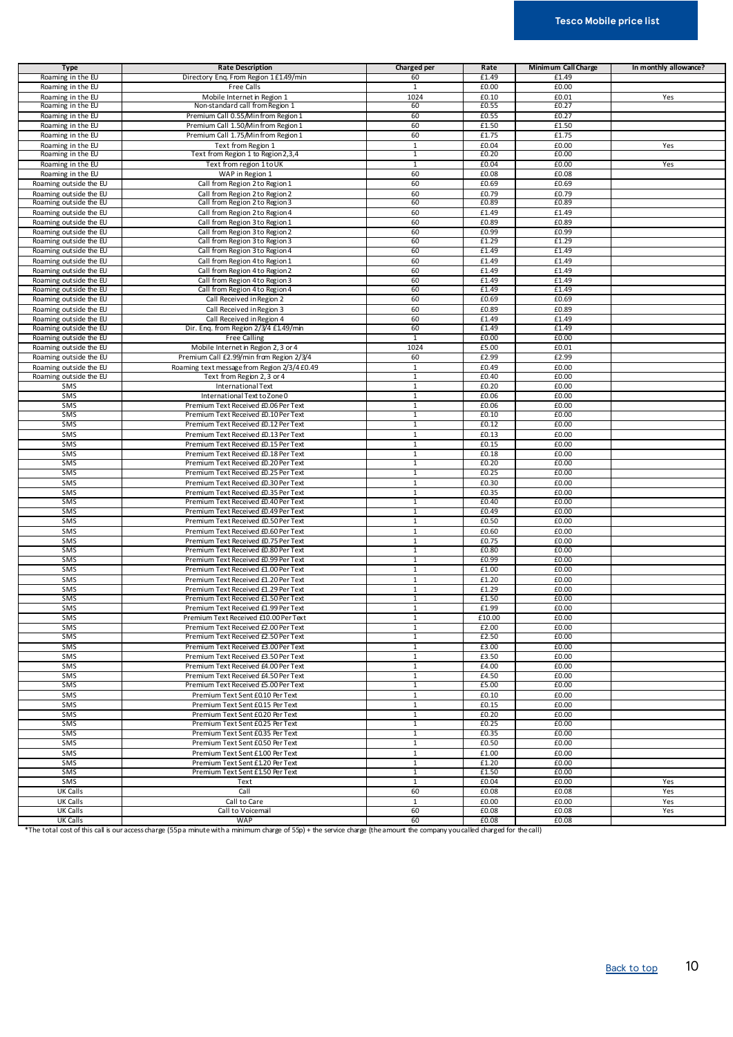| Type | Rate Description | Charged per | Rate | Minimum Call Charge | In monthly allowance? |
|---|---|---|---|---|---|
| Roaming in the EU | Directory Enq. From Region 1 £1.49/min | 60 | £1.49 | £1.49 | |
| Roaming in the EU | Free Calls | 1 | £0.00 | £0.00 | |
| Roaming in the EU | Mobile Internet in Region 1 | 1024 | £0.10 | £0.01 | Yes |
| Roaming in the EU | Non-standard call from Region 1 | 60 | £0.55 | £0.27 | |
| Roaming in the EU | Premium Call 0.55/Min from Region 1 | 60 | £0.55 | £0.27 | |
| Roaming in the EU | Premium Call 1.50/Min from Region 1 | 60 | £1.50 | £1.50 | |
| Roaming in the EU | Premium Call 1.75/Min from Region 1 | 60 | £1.75 | £1.75 | |
| Roaming in the EU | Text from Region 1 | 1 | £0.04 | £0.00 | Yes |
| Roaming in the EU | Text from Region 1 to Region 2,3,4 | 1 | £0.20 | £0.00 | |
| Roaming in the EU | Text from region 1 to UK | 1 | £0.04 | £0.00 | Yes |
| Roaming in the EU | WAP in Region 1 | 60 | £0.08 | £0.08 | |
| Roaming outside the EU | Call from Region 2 to Region 1 | 60 | £0.69 | £0.69 | |
| Roaming outside the EU | Call from Region 2 to Region 2 | 60 | £0.79 | £0.79 | |
| Roaming outside the EU | Call from Region 2 to Region 3 | 60 | £0.89 | £0.89 | |
| Roaming outside the EU | Call from Region 2 to Region 4 | 60 | £1.49 | £1.49 | |
| Roaming outside the EU | Call from Region 3 to Region 1 | 60 | £0.89 | £0.89 | |
| Roaming outside the EU | Call from Region 3 to Region 2 | 60 | £0.99 | £0.99 | |
| Roaming outside the EU | Call from Region 3 to Region 3 | 60 | £1.29 | £1.29 | |
| Roaming outside the EU | Call from Region 3 to Region 4 | 60 | £1.49 | £1.49 | |
| Roaming outside the EU | Call from Region 4 to Region 1 | 60 | £1.49 | £1.49 | |
| Roaming outside the EU | Call from Region 4 to Region 2 | 60 | £1.49 | £1.49 | |
| Roaming outside the EU | Call from Region 4 to Region 3 | 60 | £1.49 | £1.49 | |
| Roaming outside the EU | Call from Region 4 to Region 4 | 60 | £1.49 | £1.49 | |
| Roaming outside the EU | Call Received in Region 2 | 60 | £0.69 | £0.69 | |
| Roaming outside the EU | Call Received in Region 3 | 60 | £0.89 | £0.89 | |
| Roaming outside the EU | Call Received in Region 4 | 60 | £1.49 | £1.49 | |
| Roaming outside the EU | Dir. Enq. from Region 2/3/4 £1.49/min | 60 | £1.49 | £1.49 | |
| Roaming outside the EU | Free Calling | 1 | £0.00 | £0.00 | |
| Roaming outside the EU | Mobile Internet in Region 2, 3 or 4 | 1024 | £5.00 | £0.01 | |
| Roaming outside the EU | Premium Call £2.99/min from Region 2/3/4 | 60 | £2.99 | £2.99 | |
| Roaming outside the EU | Roaming text message from Region 2/3/4 £0.49 | 1 | £0.49 | £0.00 | |
| Roaming outside the EU | Text from Region 2, 3 or 4 | 1 | £0.40 | £0.00 | |
| SMS | International Text | 1 | £0.20 | £0.00 | |
| SMS | International Text to Zone 0 | 1 | £0.06 | £0.00 | |
| SMS | Premium Text Received £0.06 Per Text | 1 | £0.06 | £0.00 | |
| SMS | Premium Text Received £0.10 Per Text | 1 | £0.10 | £0.00 | |
| SMS | Premium Text Received £0.12 Per Text | 1 | £0.12 | £0.00 | |
| SMS | Premium Text Received £0.13 Per Text | 1 | £0.13 | £0.00 | |
| SMS | Premium Text Received £0.15 Per Text | 1 | £0.15 | £0.00 | |
| SMS | Premium Text Received £0.18 Per Text | 1 | £0.18 | £0.00 | |
| SMS | Premium Text Received £0.20 Per Text | 1 | £0.20 | £0.00 | |
| SMS | Premium Text Received £0.25 Per Text | 1 | £0.25 | £0.00 | |
| SMS | Premium Text Received £0.30 Per Text | 1 | £0.30 | £0.00 | |
| SMS | Premium Text Received £0.35 Per Text | 1 | £0.35 | £0.00 | |
| SMS | Premium Text Received £0.40 Per Text | 1 | £0.40 | £0.00 | |
| SMS | Premium Text Received £0.49 Per Text | 1 | £0.49 | £0.00 | |
| SMS | Premium Text Received £0.50 Per Text | 1 | £0.50 | £0.00 | |
| SMS | Premium Text Received £0.60 Per Text | 1 | £0.60 | £0.00 | |
| SMS | Premium Text Received £0.75 Per Text | 1 | £0.75 | £0.00 | |
| SMS | Premium Text Received £0.80 Per Text | 1 | £0.80 | £0.00 | |
| SMS | Premium Text Received £0.99 Per Text | 1 | £0.99 | £0.00 | |
| SMS | Premium Text Received £1.00 Per Text | 1 | £1.00 | £0.00 | |
| SMS | Premium Text Received £1.20 Per Text | 1 | £1.20 | £0.00 | |
| SMS | Premium Text Received £1.29 Per Text | 1 | £1.29 | £0.00 | |
| SMS | Premium Text Received £1.50 Per Text | 1 | £1.50 | £0.00 | |
| SMS | Premium Text Received £1.99 Per Text | 1 | £1.99 | £0.00 | |
| SMS | Premium Text Received £10.00 Per Text | 1 | £10.00 | £0.00 | |
| SMS | Premium Text Received £2.00 Per Text | 1 | £2.00 | £0.00 | |
| SMS | Premium Text Received £2.50 Per Text | 1 | £2.50 | £0.00 | |
| SMS | Premium Text Received £3.00 Per Text | 1 | £3.00 | £0.00 | |
| SMS | Premium Text Received £3.50 Per Text | 1 | £3.50 | £0.00 | |
| SMS | Premium Text Received £4.00 Per Text | 1 | £4.00 | £0.00 | |
| SMS | Premium Text Received £4.50 Per Text | 1 | £4.50 | £0.00 | |
| SMS | Premium Text Received £5.00 Per Text | 1 | £5.00 | £0.00 | |
| SMS | Premium Text Sent £0.10 Per Text | 1 | £0.10 | £0.00 | |
| SMS | Premium Text Sent £0.15 Per Text | 1 | £0.15 | £0.00 | |
| SMS | Premium Text Sent £0.20 Per Text | 1 | £0.20 | £0.00 | |
| SMS | Premium Text Sent £0.25 Per Text | 1 | £0.25 | £0.00 | |
| SMS | Premium Text Sent £0.35 Per Text | 1 | £0.35 | £0.00 | |
| SMS | Premium Text Sent £0.50 Per Text | 1 | £0.50 | £0.00 | |
| SMS | Premium Text Sent £1.00 Per Text | 1 | £1.00 | £0.00 | |
| SMS | Premium Text Sent £1.20 Per Text | 1 | £1.20 | £0.00 | |
| SMS | Premium Text Sent £1.50 Per Text | 1 | £1.50 | £0.00 | |
| SMS | Text | 1 | £0.04 | £0.00 | Yes |
| UK Calls | Call | 60 | £0.08 | £0.08 | Yes |
| UK Calls | Call to Care | 1 | £0.00 | £0.00 | Yes |
| UK Calls | Call to Voicemail | 60 | £0.08 | £0.08 | Yes |
| UK Calls | WAP | 60 | £0.08 | £0.08 | |

*The total cost of this call is our access charge (55p a minute with a minimum charge of 55p) + the service charge (the amount the company you called charged for the call)

Back to top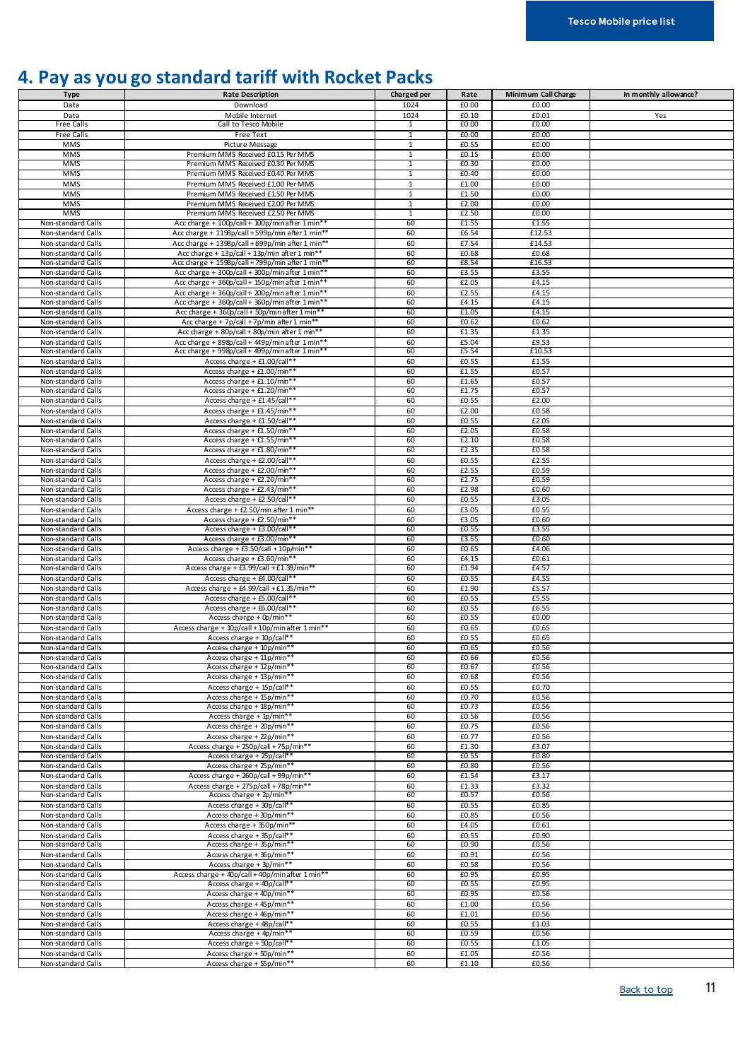# 4. Pay as you go standard tariff with Rocket Packs

| Type | Rate Description | Charged per | Rate | Minimum Call Charge | In monthly allowance? |
|---|---|---|---|---|---|
| Data | Download | 1024 | £0.00 | £0.00 | |
| Data | Mobile Internet | 1024 | £0.10 | £0.01 | Yes |
| Free Calls | Call to Tesco Mobile | 1 | £0.00 | £0.00 | |
| Free Calls | Free Text | 1 | £0.00 | £0.00 | |
| MMS | Picture Message | 1 | £0.55 | £0.00 | |
| MMS | Premium MMS Received £0.15 Per MMS | 1 | £0.15 | £0.00 | |
| MMS | Premium MMS Received £0.30 Per MMS | 1 | £0.30 | £0.00 | |
| MMS | Premium MMS Received £0.40 Per MMS | 1 | £0.40 | £0.00 | |
| MMS | Premium MMS Received £1.00 Per MMS | 1 | £1.00 | £0.00 | |
| MMS | Premium MMS Received £1.50 Per MMS | 1 | £1.50 | £0.00 | |
| MMS | Premium MMS Received £2.00 Per MMS | 1 | £2.00 | £0.00 | |
| MMS | Premium MMS Received £2.50 Per MMS | 1 | £2.50 | £0.00 | |
| Non-standard Calls | Acc charge + 100p/call + 100p/min after 1 min** | 60 | £1.55 | £1.55 | |
| Non-standard Calls | Acc charge + 1198p/call + 599p/min after 1 min** | 60 | £6.54 | £12.53 | |
| Non-standard Calls | Acc charge + 1398p/call + 699p/min after 1 min** | 60 | £7.54 | £14.53 | |
| Non-standard Calls | Acc charge + 13p/call + 13p/min after 1 min** | 60 | £0.68 | £0.68 | |
| Non-standard Calls | Acc charge + 1598p/call + 799p/min after 1 min** | 60 | £8.54 | £16.53 | |
| Non-standard Calls | Acc charge + 300p/call + 300p/min after 1 min** | 60 | £3.55 | £3.55 | |
| Non-standard Calls | Acc charge + 360p/call + 150p/min after 1 min** | 60 | £2.05 | £4.15 | |
| Non-standard Calls | Acc charge + 360p/call + 200p/min after 1 min** | 60 | £2.55 | £4.15 | |
| Non-standard Calls | Acc charge + 360p/call + 360p/min after 1 min** | 60 | £4.15 | £4.15 | |
| Non-standard Calls | Acc charge + 360p/call + 50p/min after 1 min** | 60 | £1.05 | £4.15 | |
| Non-standard Calls | Acc charge + 7p/call + 7p/min after 1 min** | 60 | £0.62 | £0.62 | |
| Non-standard Calls | Acc charge + 80p/call + 80p/min after 1 min** | 60 | £1.35 | £1.35 | |
| Non-standard Calls | Acc charge + 898p/call + 449p/min after 1 min** | 60 | £5.04 | £9.53 | |
| Non-standard Calls | Acc charge + 998p/call + 499p/min after 1 min** | 60 | £5.54 | £10.53 | |
| Non-standard Calls | Access charge + £1.00/call** | 60 | £0.55 | £1.55 | |
| Non-standard Calls | Access charge + £1.00/min** | 60 | £1.55 | £0.57 | |
| Non-standard Calls | Access charge + £1.10/min** | 60 | £1.65 | £0.57 | |
| Non-standard Calls | Access charge + £1.20/min** | 60 | £1.75 | £0.57 | |
| Non-standard Calls | Access charge + £1.45/call** | 60 | £0.55 | £2.00 | |
| Non-standard Calls | Access charge + £1.45/min** | 60 | £2.00 | £0.58 | |
| Non-standard Calls | Access charge + £1.50/call** | 60 | £0.55 | £2.05 | |
| Non-standard Calls | Access charge + £1.50/min** | 60 | £2.05 | £0.58 | |
| Non-standard Calls | Access charge + £1.55/min** | 60 | £2.10 | £0.58 | |
| Non-standard Calls | Access charge + £1.80/min** | 60 | £2.35 | £0.58 | |
| Non-standard Calls | Access charge + £2.00/call** | 60 | £0.55 | £2.55 | |
| Non-standard Calls | Access charge + £2.00/min** | 60 | £2.55 | £0.59 | |
| Non-standard Calls | Access charge + £2.20/min** | 60 | £2.75 | £0.59 | |
| Non-standard Calls | Access charge + £2.43/min** | 60 | £2.98 | £0.60 | |
| Non-standard Calls | Access charge + £2.50/call** | 60 | £0.55 | £3.05 | |
| Non-standard Calls | Access charge + £2.50/min after 1 min** | 60 | £3.05 | £0.55 | |
| Non-standard Calls | Access charge + £2.50/min** | 60 | £3.05 | £0.60 | |
| Non-standard Calls | Access charge + £3.00/call** | 60 | £0.55 | £3.55 | |
| Non-standard Calls | Access charge + £3.00/min** | 60 | £3.55 | £0.60 | |
| Non-standard Calls | Access charge + £3.50/call + 10p/min** | 60 | £0.65 | £4.06 | |
| Non-standard Calls | Access charge + £3.60/min** | 60 | £4.15 | £0.61 | |
| Non-standard Calls | Access charge + £3.99/call + £1.39/min** | 60 | £1.94 | £4.57 | |
| Non-standard Calls | Access charge + £4.00/call** | 60 | £0.55 | £4.55 | |
| Non-standard Calls | Access charge + £4.99/call + £1.35/min** | 60 | £1.90 | £5.57 | |
| Non-standard Calls | Access charge + £5.00/call** | 60 | £0.55 | £5.55 | |
| Non-standard Calls | Access charge + £6.00/call** | 60 | £0.55 | £6.55 | |
| Non-standard Calls | Access charge + 0p/min** | 60 | £0.55 | £0.00 | |
| Non-standard Calls | Access charge + 10p/call + 10p/min after 1 min** | 60 | £0.65 | £0.65 | |
| Non-standard Calls | Access charge + 10p/call** | 60 | £0.55 | £0.65 | |
| Non-standard Calls | Access charge + 10p/min** | 60 | £0.65 | £0.56 | |
| Non-standard Calls | Access charge + 11p/min** | 60 | £0.66 | £0.56 | |
| Non-standard Calls | Access charge + 12p/min** | 60 | £0.67 | £0.56 | |
| Non-standard Calls | Access charge + 13p/min** | 60 | £0.68 | £0.56 | |
| Non-standard Calls | Access charge + 15p/call** | 60 | £0.55 | £0.70 | |
| Non-standard Calls | Access charge + 15p/min** | 60 | £0.70 | £0.56 | |
| Non-standard Calls | Access charge + 18p/min** | 60 | £0.73 | £0.56 | |
| Non-standard Calls | Access charge + 1p/min** | 60 | £0.56 | £0.56 | |
| Non-standard Calls | Access charge + 20p/min** | 60 | £0.75 | £0.56 | |
| Non-standard Calls | Access charge + 22p/min** | 60 | £0.77 | £0.56 | |
| Non-standard Calls | Access charge + 250p/call + 75p/min** | 60 | £1.30 | £3.07 | |
| Non-standard Calls | Access charge + 25p/call** | 60 | £0.55 | £0.80 | |
| Non-standard Calls | Access charge + 25p/min** | 60 | £0.80 | £0.56 | |
| Non-standard Calls | Access charge + 260p/call + 99p/min** | 60 | £1.54 | £3.17 | |
| Non-standard Calls | Access charge + 275p/call + 78p/min** | 60 | £1.33 | £3.32 | |
| Non-standard Calls | Access charge + 2p/min** | 60 | £0.57 | £0.56 | |
| Non-standard Calls | Access charge + 30p/call** | 60 | £0.55 | £0.85 | |
| Non-standard Calls | Access charge + 30p/min** | 60 | £0.85 | £0.56 | |
| Non-standard Calls | Access charge + 350p/min** | 60 | £4.05 | £0.61 | |
| Non-standard Calls | Access charge + 35p/call** | 60 | £0.55 | £0.90 | |
| Non-standard Calls | Access charge + 35p/min** | 60 | £0.90 | £0.56 | |
| Non-standard Calls | Access charge + 36p/min** | 60 | £0.91 | £0.56 | |
| Non-standard Calls | Access charge + 3p/min** | 60 | £0.58 | £0.56 | |
| Non-standard Calls | Access charge + 40p/call + 40p/min after 1 min** | 60 | £0.95 | £0.95 | |
| Non-standard Calls | Access charge + 40p/call** | 60 | £0.55 | £0.95 | |
| Non-standard Calls | Access charge + 40p/min** | 60 | £0.95 | £0.56 | |
| Non-standard Calls | Access charge + 45p/min** | 60 | £1.00 | £0.56 | |
| Non-standard Calls | Access charge + 46p/min** | 60 | £1.01 | £0.56 | |
| Non-standard Calls | Access charge + 48p/call** | 60 | £0.55 | £1.03 | |
| Non-standard Calls | Access charge + 4p/min** | 60 | £0.59 | £0.56 | |
| Non-standard Calls | Access charge + 50p/call** | 60 | £0.55 | £1.05 | |
| Non-standard Calls | Access charge + 50p/min** | 60 | £1.05 | £0.56 | |
| Non-standard Calls | Access charge + 55p/min** | 60 | £1.10 | £0.56 | |

[Back to top](#)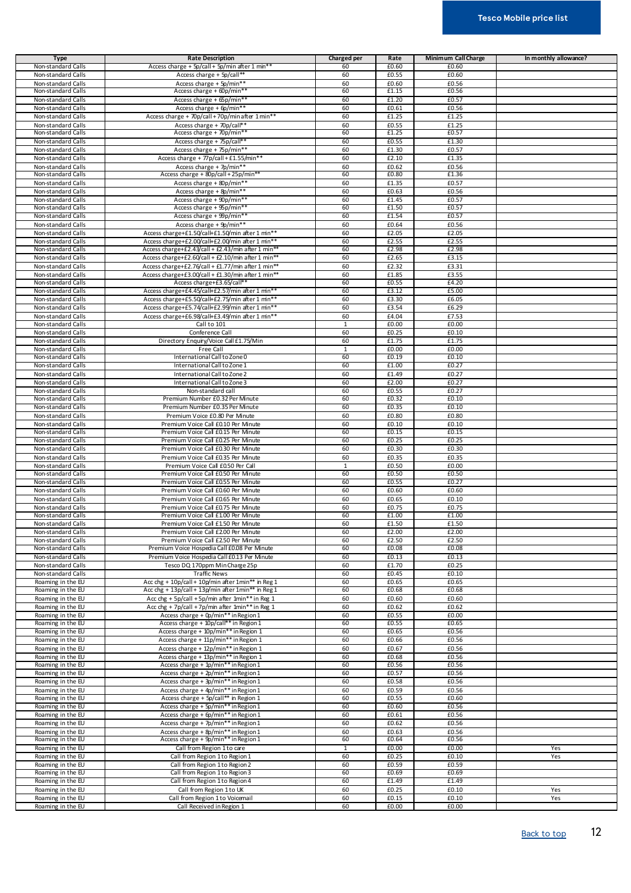| Type | Rate Description | Charged per | Rate | Minimum Call Charge | In monthly allowance? |
|---|---|---|---|---|---|
| Non-standard Calls | Access charge + 5p/call + 5p/min after 1 min** | 60 | £0.60 | £0.60 | |
| Non-standard Calls | Access charge + 5p/call** | 60 | £0.55 | £0.60 | |
| Non-standard Calls | Access charge + 5p/min** | 60 | £0.60 | £0.56 | |
| Non-standard Calls | Access charge + 60p/min** | 60 | £1.15 | £0.56 | |
| Non-standard Calls | Access charge + 65p/min** | 60 | £1.20 | £0.57 | |
| Non-standard Calls | Access charge + 6p/min** | 60 | £0.61 | £0.56 | |
| Non-standard Calls | Access charge + 70p/call + 70p/min after 1 min** | 60 | £1.25 | £1.25 | |
| Non-standard Calls | Access charge + 70p/call** | 60 | £0.55 | £1.25 | |
| Non-standard Calls | Access charge + 70p/min** | 60 | £1.25 | £0.57 | |
| Non-standard Calls | Access charge + 75p/call** | 60 | £0.55 | £1.30 | |
| Non-standard Calls | Access charge + 75p/min** | 60 | £1.30 | £0.57 | |
| Non-standard Calls | Access charge + 77p/call + £1.55/min** | 60 | £2.10 | £1.35 | |
| Non-standard Calls | Access charge + 7p/min** | 60 | £0.62 | £0.56 | |
| Non-standard Calls | Access charge + 80p/call + 25p/min** | 60 | £0.80 | £1.36 | |
| Non-standard Calls | Access charge + 80p/min** | 60 | £1.35 | £0.57 | |
| Non-standard Calls | Access charge + 8p/min** | 60 | £0.63 | £0.56 | |
| Non-standard Calls | Access charge + 90p/min** | 60 | £1.45 | £0.57 | |
| Non-standard Calls | Access charge + 95p/min** | 60 | £1.50 | £0.57 | |
| Non-standard Calls | Access charge + 99p/min** | 60 | £1.54 | £0.57 | |
| Non-standard Calls | Access charge + 9p/min** | 60 | £0.64 | £0.56 | |
| Non-standard Calls | Access charge+£1.50/call+£1.50/min after 1 min** | 60 | £2.05 | £2.05 | |
| Non-standard Calls | Access charge+£2.00/call+£2.00/min after 1 min** | 60 | £2.55 | £2.55 | |
| Non-standard Calls | Access charge+£2.43/call + £2.43/min after 1 min** | 60 | £2.98 | £2.98 | |
| Non-standard Calls | Access charge+£2.60/call + £2.10/min after 1 min** | 60 | £2.65 | £3.15 | |
| Non-standard Calls | Access charge+£2.76/call+£1.77/min after 1 min** | 60 | £2.32 | £3.31 | |
| Non-standard Calls | Access charge+£3.00/call + £1.30/min after 1 min** | 60 | £1.85 | £3.55 | |
| Non-standard Calls | Access charge+£3.65/call** | 60 | £0.55 | £4.20 | |
| Non-standard Calls | Access charge+£4.45/call+£2.57/min after 1 min** | 60 | £3.12 | £5.00 | |
| Non-standard Calls | Access charge+£5.50/call+£2.75/min after 1 min** | 60 | £3.30 | £6.05 | |
| Non-standard Calls | Access charge+£5.74/call+£2.99/min after 1 min** | 60 | £3.54 | £6.29 | |
| Non-standard Calls | Access charge+£6.98/call+£3.49/min after 1 min** | 60 | £4.04 | £7.53 | |
| Non-standard Calls | Call to 101 | 1 | £0.00 | £0.00 | |
| Non-standard Calls | Conference Call | 60 | £0.25 | £0.10 | |
| Non-standard Calls | Directory Enquiry/Voice Call £1.75/Min | 60 | £1.75 | £1.75 | |
| Non-standard Calls | Free Call | 1 | £0.00 | £0.00 | |
| Non-standard Calls | International Call to Zone 0 | 60 | £0.19 | £0.10 | |
| Non-standard Calls | International Call to Zone 1 | 60 | £1.00 | £0.27 | |
| Non-standard Calls | International Call to Zone 2 | 60 | £1.49 | £0.27 | |
| Non-standard Calls | International Call to Zone 3 | 60 | £2.00 | £0.27 | |
| Non-standard Calls | Non-standard call | 60 | £0.55 | £0.27 | |
| Non-standard Calls | Premium Number £0.32 Per Minute | 60 | £0.32 | £0.10 | |
| Non-standard Calls | Premium Number £0.35 Per Minute | 60 | £0.35 | £0.10 | |
| Non-standard Calls | Premium Voice £0.80 Per Minute | 60 | £0.80 | £0.80 | |
| Non-standard Calls | Premium Voice Call £0.10 Per Minute | 60 | £0.10 | £0.10 | |
| Non-standard Calls | Premium Voice Call £0.15 Per Minute | 60 | £0.15 | £0.15 | |
| Non-standard Calls | Premium Voice Call £0.25 Per Minute | 60 | £0.25 | £0.25 | |
| Non-standard Calls | Premium Voice Call £0.30 Per Minute | 60 | £0.30 | £0.30 | |
| Non-standard Calls | Premium Voice Call £0.35 Per Minute | 60 | £0.35 | £0.35 | |
| Non-standard Calls | Premium Voice Call £0.50 Per Call | 1 | £0.50 | £0.00 | |
| Non-standard Calls | Premium Voice Call £0.50 Per Minute | 60 | £0.50 | £0.50 | |
| Non-standard Calls | Premium Voice Call £0.55 Per Minute | 60 | £0.55 | £0.27 | |
| Non-standard Calls | Premium Voice Call £0.60 Per Minute | 60 | £0.60 | £0.60 | |
| Non-standard Calls | Premium Voice Call £0.65 Per Minute | 60 | £0.65 | £0.10 | |
| Non-standard Calls | Premium Voice Call £0.75 Per Minute | 60 | £0.75 | £0.75 | |
| Non-standard Calls | Premium Voice Call £1.00 Per Minute | 60 | £1.00 | £1.00 | |
| Non-standard Calls | Premium Voice Call £1.50 Per Minute | 60 | £1.50 | £1.50 | |
| Non-standard Calls | Premium Voice Call £2.00 Per Minute | 60 | £2.00 | £2.00 | |
| Non-standard Calls | Premium Voice Call £2.50 Per Minute | 60 | £2.50 | £2.50 | |
| Non-standard Calls | Premium Voice Hospedia Call £0.08 Per Minute | 60 | £0.08 | £0.08 | |
| Non-standard Calls | Premium Voice Hospedia Call £0.13 Per Minute | 60 | £0.13 | £0.13 | |
| Non-standard Calls | Tesco DQ 170ppm Min Charge 25p | 60 | £1.70 | £0.25 | |
| Non-standard Calls | Traffic News | 60 | £0.45 | £0.10 | |
| Roaming in the EU | Acc chg + 10p/call + 10p/min after 1min** in Reg 1 | 60 | £0.65 | £0.65 | |
| Roaming in the EU | Acc chg + 13p/call + 13p/min after 1min** in Reg 1 | 60 | £0.68 | £0.68 | |
| Roaming in the EU | Acc chg + 5p/call + 5p/min after 1min** in Reg 1 | 60 | £0.60 | £0.60 | |
| Roaming in the EU | Acc chg + 7p/call + 7p/min after 1min** in Reg 1 | 60 | £0.62 | £0.62 | |
| Roaming in the EU | Access charge + 0p/min** in Region 1 | 60 | £0.55 | £0.00 | |
| Roaming in the EU | Access charge + 10p/call** in Region 1 | 60 | £0.55 | £0.65 | |
| Roaming in the EU | Access charge + 10p/min** in Region 1 | 60 | £0.65 | £0.56 | |
| Roaming in the EU | Access charge + 11p/min** in Region 1 | 60 | £0.66 | £0.56 | |
| Roaming in the EU | Access charge + 12p/min** in Region 1 | 60 | £0.67 | £0.56 | |
| Roaming in the EU | Access charge + 13p/min** in Region 1 | 60 | £0.68 | £0.56 | |
| Roaming in the EU | Access charge + 1p/min** in Region 1 | 60 | £0.56 | £0.56 | |
| Roaming in the EU | Access charge + 2p/min** in Region 1 | 60 | £0.57 | £0.56 | |
| Roaming in the EU | Access charge + 3p/min** in Region 1 | 60 | £0.58 | £0.56 | |
| Roaming in the EU | Access charge + 4p/min** in Region 1 | 60 | £0.59 | £0.56 | |
| Roaming in the EU | Access charge + 5p/call** in Region 1 | 60 | £0.55 | £0.60 | |
| Roaming in the EU | Access charge + 5p/min** in Region 1 | 60 | £0.60 | £0.56 | |
| Roaming in the EU | Access charge + 6p/min** in Region 1 | 60 | £0.61 | £0.56 | |
| Roaming in the EU | Access charge + 7p/min** in Region 1 | 60 | £0.62 | £0.56 | |
| Roaming in the EU | Access charge + 8p/min** in Region 1 | 60 | £0.63 | £0.56 | |
| Roaming in the EU | Access charge + 9p/min** in Region 1 | 60 | £0.64 | £0.56 | |
| Roaming in the EU | Call from Region 1 to care | 1 | £0.00 | £0.00 | Yes |
| Roaming in the EU | Call from Region 1 to Region 1 | 60 | £0.25 | £0.10 | Yes |
| Roaming in the EU | Call from Region 1 to Region 2 | 60 | £0.59 | £0.59 | |
| Roaming in the EU | Call from Region 1 to Region 3 | 60 | £0.69 | £0.69 | |
| Roaming in the EU | Call from Region 1 to Region 4 | 60 | £1.49 | £1.49 | |
| Roaming in the EU | Call from Region 1 to UK | 60 | £0.25 | £0.10 | Yes |
| Roaming in the EU | Call from Region 1 to Voicemail | 60 | £0.15 | £0.10 | Yes |
| Roaming in the EU | Call Received in Region 1 | 60 | £0.00 | £0.00 | |

[Back to top](#)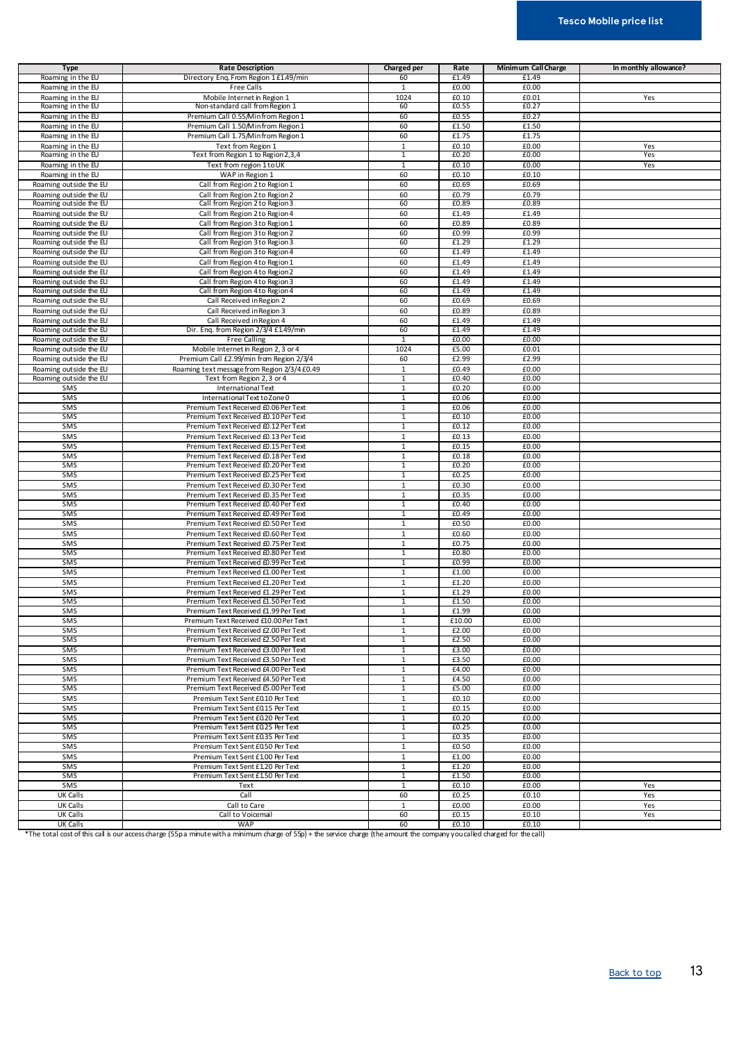| Type | Rate Description | Charged per | Rate | Minimum Call Charge | In monthly allowance? |
|---|---|---|---|---|---|
| Roaming in the EU | Directory Enq. From Region 1 £1.49/min | 60 | £1.49 | £1.49 | |
| Roaming in the EU | Free Calls | 1 | £0.00 | £0.00 | |
| Roaming in the EU | Mobile Internet in Region 1 | 1024 | £0.10 | £0.01 | Yes |
| Roaming in the EU | Non-standard call from Region 1 | 60 | £0.55 | £0.27 | |
| Roaming in the EU | Premium Call 0.55/Min from Region 1 | 60 | £0.55 | £0.27 | |
| Roaming in the EU | Premium Call 1.50/Min from Region 1 | 60 | £1.50 | £1.50 | |
| Roaming in the EU | Premium Call 1.75/Min from Region 1 | 60 | £1.75 | £1.75 | |
| Roaming in the EU | Text from Region 1 | 1 | £0.10 | £0.00 | Yes |
| Roaming in the EU | Text from Region 1 to Region 2,3,4 | 1 | £0.20 | £0.00 | Yes |
| Roaming in the EU | Text from region 1 to UK | 1 | £0.10 | £0.00 | Yes |
| Roaming in the EU | WAP in Region 1 | 60 | £0.10 | £0.10 | |
| Roaming outside the EU | Call from Region 2 to Region 1 | 60 | £0.69 | £0.69 | |
| Roaming outside the EU | Call from Region 2 to Region 2 | 60 | £0.79 | £0.79 | |
| Roaming outside the EU | Call from Region 2 to Region 3 | 60 | £0.89 | £0.89 | |
| Roaming outside the EU | Call from Region 2 to Region 4 | 60 | £1.49 | £1.49 | |
| Roaming outside the EU | Call from Region 3 to Region 1 | 60 | £0.89 | £0.89 | |
| Roaming outside the EU | Call from Region 3 to Region 2 | 60 | £0.99 | £0.99 | |
| Roaming outside the EU | Call from Region 3 to Region 3 | 60 | £1.29 | £1.29 | |
| Roaming outside the EU | Call from Region 3 to Region 4 | 60 | £1.49 | £1.49 | |
| Roaming outside the EU | Call from Region 4 to Region 1 | 60 | £1.49 | £1.49 | |
| Roaming outside the EU | Call from Region 4 to Region 2 | 60 | £1.49 | £1.49 | |
| Roaming outside the EU | Call from Region 4 to Region 3 | 60 | £1.49 | £1.49 | |
| Roaming outside the EU | Call from Region 4 to Region 4 | 60 | £1.49 | £1.49 | |
| Roaming outside the EU | Call Received in Region 2 | 60 | £0.69 | £0.69 | |
| Roaming outside the EU | Call Received in Region 3 | 60 | £0.89 | £0.89 | |
| Roaming outside the EU | Call Received in Region 4 | 60 | £1.49 | £1.49 | |
| Roaming outside the EU | Dir. Enq. from Region 2/3/4 £1.49/min | 60 | £1.49 | £1.49 | |
| Roaming outside the EU | Free Calling | 1 | £0.00 | £0.00 | |
| Roaming outside the EU | Mobile Internet in Region 2, 3 or 4 | 1024 | £5.00 | £0.01 | |
| Roaming outside the EU | Premium Call £2.99/min from Region 2/3/4 | 60 | £2.99 | £2.99 | |
| Roaming outside the EU | Roaming text message from Region 2/3/4 £0.49 | 1 | £0.49 | £0.00 | |
| Roaming outside the EU | Text from Region 2, 3 or 4 | 1 | £0.40 | £0.00 | |
| SMS | International Text | 1 | £0.20 | £0.00 | |
| SMS | International Text to Zone 0 | 1 | £0.06 | £0.00 | |
| SMS | Premium Text Received £0.06 Per Text | 1 | £0.06 | £0.00 | |
| SMS | Premium Text Received £0.10 Per Text | 1 | £0.10 | £0.00 | |
| SMS | Premium Text Received £0.12 Per Text | 1 | £0.12 | £0.00 | |
| SMS | Premium Text Received £0.13 Per Text | 1 | £0.13 | £0.00 | |
| SMS | Premium Text Received £0.15 Per Text | 1 | £0.15 | £0.00 | |
| SMS | Premium Text Received £0.18 Per Text | 1 | £0.18 | £0.00 | |
| SMS | Premium Text Received £0.20 Per Text | 1 | £0.20 | £0.00 | |
| SMS | Premium Text Received £0.25 Per Text | 1 | £0.25 | £0.00 | |
| SMS | Premium Text Received £0.30 Per Text | 1 | £0.30 | £0.00 | |
| SMS | Premium Text Received £0.35 Per Text | 1 | £0.35 | £0.00 | |
| SMS | Premium Text Received £0.40 Per Text | 1 | £0.40 | £0.00 | |
| SMS | Premium Text Received £0.49 Per Text | 1 | £0.49 | £0.00 | |
| SMS | Premium Text Received £0.50 Per Text | 1 | £0.50 | £0.00 | |
| SMS | Premium Text Received £0.60 Per Text | 1 | £0.60 | £0.00 | |
| SMS | Premium Text Received £0.75 Per Text | 1 | £0.75 | £0.00 | |
| SMS | Premium Text Received £0.80 Per Text | 1 | £0.80 | £0.00 | |
| SMS | Premium Text Received £0.99 Per Text | 1 | £0.99 | £0.00 | |
| SMS | Premium Text Received £1.00 Per Text | 1 | £1.00 | £0.00 | |
| SMS | Premium Text Received £1.20 Per Text | 1 | £1.20 | £0.00 | |
| SMS | Premium Text Received £1.29 Per Text | 1 | £1.29 | £0.00 | |
| SMS | Premium Text Received £1.50 Per Text | 1 | £1.50 | £0.00 | |
| SMS | Premium Text Received £1.99 Per Text | 1 | £1.99 | £0.00 | |
| SMS | Premium Text Received £10.00 Per Text | 1 | £10.00 | £0.00 | |
| SMS | Premium Text Received £2.00 Per Text | 1 | £2.00 | £0.00 | |
| SMS | Premium Text Received £2.50 Per Text | 1 | £2.50 | £0.00 | |
| SMS | Premium Text Received £3.00 Per Text | 1 | £3.00 | £0.00 | |
| SMS | Premium Text Received £3.50 Per Text | 1 | £3.50 | £0.00 | |
| SMS | Premium Text Received £4.00 Per Text | 1 | £4.00 | £0.00 | |
| SMS | Premium Text Received £4.50 Per Text | 1 | £4.50 | £0.00 | |
| SMS | Premium Text Received £5.00 Per Text | 1 | £5.00 | £0.00 | |
| SMS | Premium Text Sent £0.10 Per Text | 1 | £0.10 | £0.00 | |
| SMS | Premium Text Sent £0.15 Per Text | 1 | £0.15 | £0.00 | |
| SMS | Premium Text Sent £0.20 Per Text | 1 | £0.20 | £0.00 | |
| SMS | Premium Text Sent £0.25 Per Text | 1 | £0.25 | £0.00 | |
| SMS | Premium Text Sent £0.35 Per Text | 1 | £0.35 | £0.00 | |
| SMS | Premium Text Sent £0.50 Per Text | 1 | £0.50 | £0.00 | |
| SMS | Premium Text Sent £1.00 Per Text | 1 | £1.00 | £0.00 | |
| SMS | Premium Text Sent £1.20 Per Text | 1 | £1.20 | £0.00 | |
| SMS | Premium Text Sent £1.50 Per Text | 1 | £1.50 | £0.00 | |
| SMS | Text | 1 | £0.10 | £0.00 | Yes |
| UK Calls | Call | 60 | £0.25 | £0.10 | Yes |
| UK Calls | Call to Care | 1 | £0.00 | £0.00 | Yes |
| UK Calls | Call to Voicemail | 60 | £0.15 | £0.10 | Yes |
| UK Calls | WAP | 60 | £0.10 | £0.10 | |

*The total cost of this call is our access charge (55p a minute with a minimum charge of 55p) + the service charge (the amount the company you called charged for the call)

Back to top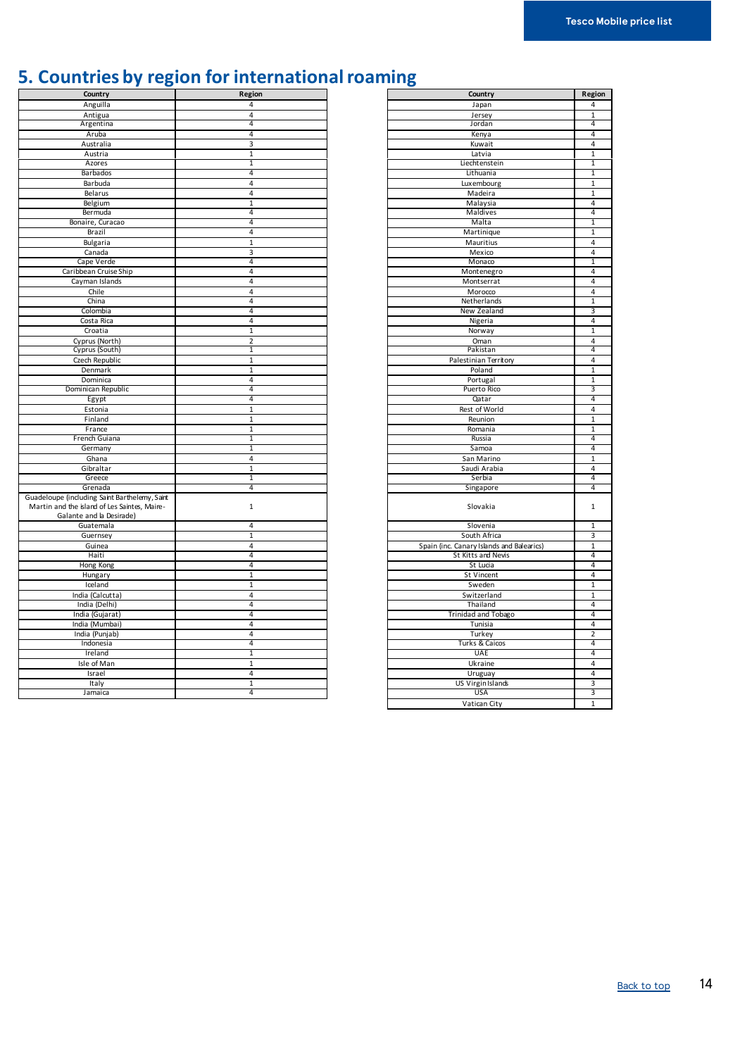# 5. Countries by region for international roaming

| Country | Region |
| --- | --- |
| Anguilla | 4 |
| Antigua | 4 |
| Argentina | 4 |
| Aruba | 4 |
| Australia | 3 |
| Austria | 1 |
| Azores | 1 |
| Barbados | 4 |
| Barbuda | 4 |
| Belarus | 4 |
| Belgium | 1 |
| Bermuda | 4 |
| Bonaire, Curacao | 4 |
| Brazil | 4 |
| Bulgaria | 1 |
| Canada | 3 |
| Cape Verde | 4 |
| Caribbean Cruise Ship | 4 |
| Cayman Islands | 4 |
| Chile | 4 |
| China | 4 |
| Colombia | 4 |
| Costa Rica | 4 |
| Croatia | 1 |
| Cyprus (North) | 2 |
| Cyprus (South) | 1 |
| Czech Republic | 1 |
| Denmark | 1 |
| Dominica | 4 |
| Dominican Republic | 4 |
| Egypt | 4 |
| Estonia | 1 |
| Finland | 1 |
| France | 1 |
| French Guiana | 1 |
| Germany | 1 |
| Ghana | 4 |
| Gibraltar | 1 |
| Greece | 1 |
| Grenada | 4 |
| Guadeloupe (including Saint Barthelemy, Saint Martin and the island of Les Saintes, Maire-Galante and la Desirade) | 1 |
| Guatemala | 4 |
| Guernsey | 1 |
| Guinea | 4 |
| Haiti | 4 |
| Hong Kong | 4 |
| Hungary | 1 |
| Iceland | 1 |
| India (Calcutta) | 4 |
| India (Delhi) | 4 |
| India (Gujarat) | 4 |
| India (Mumbai) | 4 |
| India (Punjab) | 4 |
| Indonesia | 4 |
| Ireland | 1 |
| Isle of Man | 1 |
| Israel | 4 |
| Italy | 1 |
| Jamaica | 4 |
| Japan | 4 |
| Jersey | 1 |
| Jordan | 4 |
| Kenya | 4 |
| Kuwait | 4 |
| Latvia | 1 |
| Liechtenstein | 1 |
| Lithuania | 1 |
| Luxembourg | 1 |
| Madeira | 1 |
| Malaysia | 4 |
| Maldives | 4 |
| Malta | 1 |
| Martinique | 1 |
| Mauritius | 4 |
| Mexico | 4 |
| Monaco | 1 |
| Montenegro | 4 |
| Montserrat | 4 |
| Morocco | 4 |
| Netherlands | 1 |
| New Zealand | 3 |
| Nigeria | 4 |
| Norway | 1 |
| Oman | 4 |
| Pakistan | 4 |
| Palestinian Territory | 4 |
| Poland | 1 |
| Portugal | 1 |
| Puerto Rico | 3 |
| Qatar | 4 |
| Rest of World | 4 |
| Reunion | 1 |
| Romania | 1 |
| Russia | 4 |
| Samoa | 4 |
| San Marino | 1 |
| Saudi Arabia | 4 |
| Serbia | 4 |
| Singapore | 4 |
| Slovakia | 1 |
| Slovenia | 1 |
| South Africa | 3 |
| Spain (inc. Canary Islands and Balearics) | 1 |
| St Kitts and Nevis | 4 |
| St Lucia | 4 |
| St Vincent | 4 |
| Sweden | 1 |
| Switzerland | 1 |
| Thailand | 4 |
| Trinidad and Tobago | 4 |
| Tunisia | 4 |
| Turkey | 2 |
| Turks & Caicos | 4 |
| UAE | 4 |
| Ukraine | 4 |
| Uruguay | 4 |
| US Virgin Islands | 3 |
| USA | 3 |
| Vatican City | 1 |

Back to top